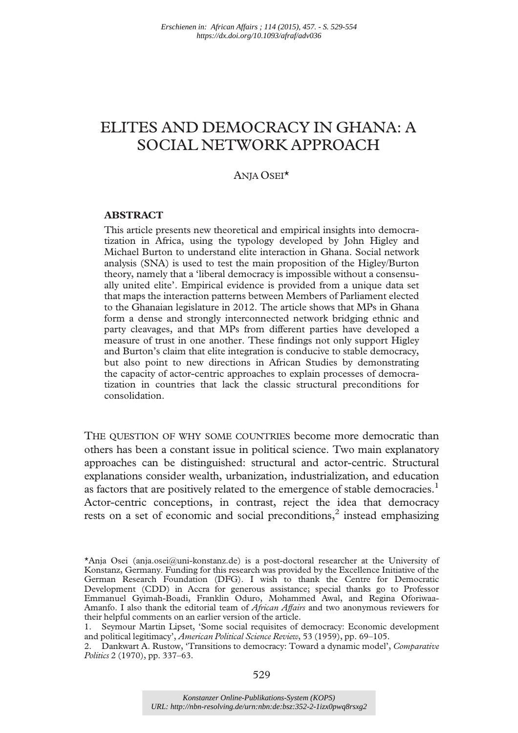# ELITES AND DEMOCRACY IN GHANA: A SOCIAL NETWORK APPROACH

ANJA OSEI*

## ABSTRACT

This article presents new theoretical and empirical insights into democratization in Africa, using the typology developed by John Higley and Michael Burton to understand elite interaction in Ghana. Social network analysis (SNA) is used to test the main proposition of the Higley/Burton theory, namely that a 'liberal democracy is impossible without a consensually united elite'. Empirical evidence is provided from a unique data set that maps the interaction patterns between Members of Parliament elected to the Ghanaian legislature in 2012. The article shows that MPs in Ghana form a dense and strongly interconnected network bridging ethnic and party cleavages, and that MPs from different parties have developed a measure of trust in one another. These findings not only support Higley and Burton's claim that elite integration is conducive to stable democracy, but also point to new directions in African Studies by demonstrating the capacity of actor-centric approaches to explain processes of democratization in countries that lack the classic structural preconditions for consolidation.

THE QUESTION OF WHY SOME COUNTRIES become more democratic than others has been a constant issue in political science. Two main explanatory approaches can be distinguished: structural and actor-centric. Structural explanations consider wealth, urbanization, industrialization, and education as factors that are positively related to the emergence of stable democracies.[1] Actor-centric conceptions, in contrast, reject the idea that democracy rests on a set of economic and social preconditions,[2] instead emphasizing

*Anja Osei (anja.osei@uni-konstanz.de) is a post-doctoral researcher at the University of Konstanz, Germany. Funding for this research was provided by the Excellence Initiative of the German Research Foundation (DFG). I wish to thank the Centre for Democratic Development (CDD) in Accra for generous assistance; special thanks go to Professor Emmanuel Gyimah-Boadi, Franklin Oduro, Mohammed Awal, and Regina Oforiwaa-Amanfo. I also thank the editorial team of *African Affairs* and two anonymous reviewers for their helpful comments on an earlier version of the article.

1. Seymour Martin Lipset, 'Some social requisites of democracy: Economic development and political legitimacy', *American Political Science Review*, 53 (1959), pp. 69–105.
2. Dankwart A. Rustow, 'Transitions to democracy: Toward a dynamic model', *Comparative Politics* 2 (1970), pp. 337–63.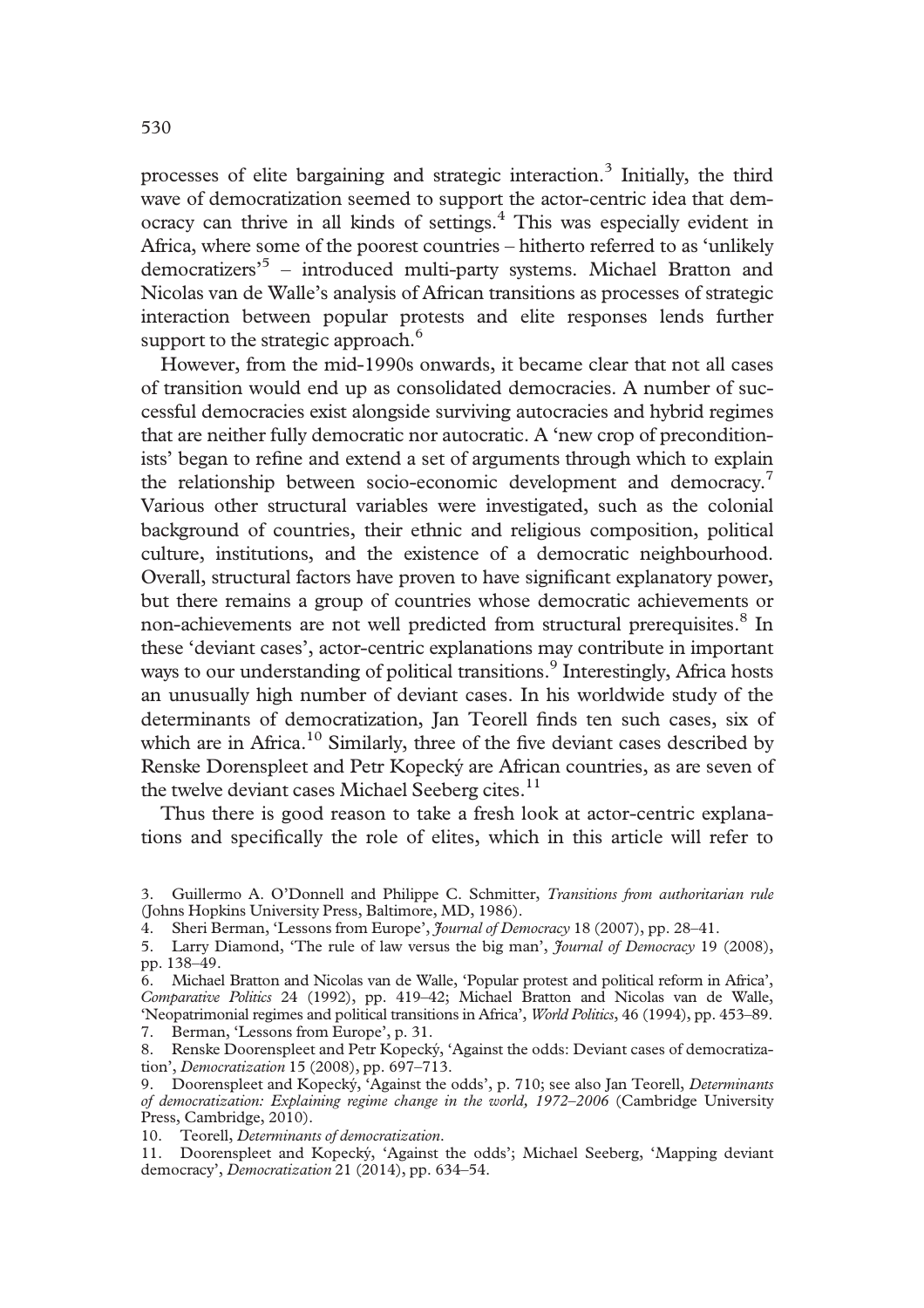processes of elite bargaining and strategic interaction.[3] Initially, the third wave of democratization seemed to support the actor-centric idea that democracy can thrive in all kinds of settings.[4] This was especially evident in Africa, where some of the poorest countries – hitherto referred to as 'unlikely democratizers'[5] – introduced multi-party systems. Michael Bratton and Nicolas van de Walle's analysis of African transitions as processes of strategic interaction between popular protests and elite responses lends further support to the strategic approach.[6]

However, from the mid-1990s onwards, it became clear that not all cases of transition would end up as consolidated democracies. A number of successful democracies exist alongside surviving autocracies and hybrid regimes that are neither fully democratic nor autocratic. A 'new crop of preconditionists' began to refine and extend a set of arguments through which to explain the relationship between socio-economic development and democracy.[7] Various other structural variables were investigated, such as the colonial background of countries, their ethnic and religious composition, political culture, institutions, and the existence of a democratic neighbourhood. Overall, structural factors have proven to have significant explanatory power, but there remains a group of countries whose democratic achievements or non-achievements are not well predicted from structural prerequisites.[8] In these 'deviant cases', actor-centric explanations may contribute in important ways to our understanding of political transitions.[9] Interestingly, Africa hosts an unusually high number of deviant cases. In his worldwide study of the determinants of democratization, Jan Teorell finds ten such cases, six of which are in Africa.[10] Similarly, three of the five deviant cases described by Renske Dorenspleet and Petr Kopecký are African countries, as are seven of the twelve deviant cases Michael Seeberg cites.[11]

Thus there is good reason to take a fresh look at actor-centric explanations and specifically the role of elites, which in this article will refer to

3. Guillermo A. O'Donnell and Philippe C. Schmitter, *Transitions from authoritarian rule* (Johns Hopkins University Press, Baltimore, MD, 1986).
4. Sheri Berman, 'Lessons from Europe', *Journal of Democracy* 18 (2007), pp. 28–41.
5. Larry Diamond, 'The rule of law versus the big man', *Journal of Democracy* 19 (2008), pp. 138–49.
6. Michael Bratton and Nicolas van de Walle, 'Popular protest and political reform in Africa', *Comparative Politics* 24 (1992), pp. 419–42; Michael Bratton and Nicolas van de Walle, 'Neopatrimonial regimes and political transitions in Africa', *World Politics*, 46 (1994), pp. 453–89.
7. Berman, 'Lessons from Europe', p. 31.
8. Renske Doorenspleet and Petr Kopecký, 'Against the odds: Deviant cases of democratization', *Democratization* 15 (2008), pp. 697–713.
9. Doorenspleet and Kopecký, 'Against the odds', p. 710; see also Jan Teorell, *Determinants of democratization: Explaining regime change in the world, 1972–2006* (Cambridge University Press, Cambridge, 2010).
10. Teorell, *Determinants of democratization*.
11. Doorenspleet and Kopecký, 'Against the odds'; Michael Seeberg, 'Mapping deviant democracy', *Democratization* 21 (2014), pp. 634–54.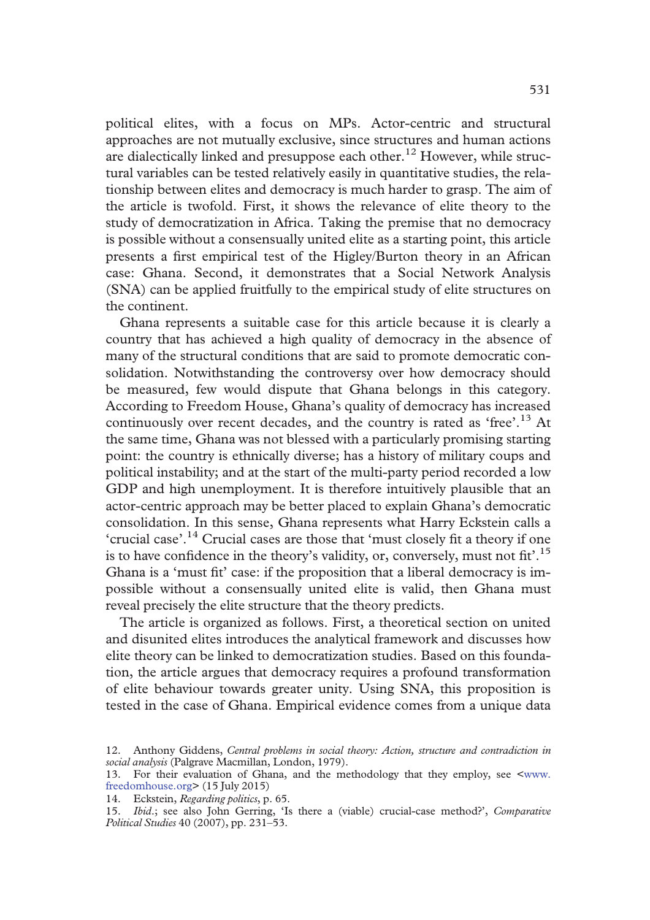political elites, with a focus on MPs. Actor-centric and structural approaches are not mutually exclusive, since structures and human actions are dialectically linked and presuppose each other.[12] However, while structural variables can be tested relatively easily in quantitative studies, the relationship between elites and democracy is much harder to grasp. The aim of the article is twofold. First, it shows the relevance of elite theory to the study of democratization in Africa. Taking the premise that no democracy is possible without a consensually united elite as a starting point, this article presents a first empirical test of the Higley/Burton theory in an African case: Ghana. Second, it demonstrates that a Social Network Analysis (SNA) can be applied fruitfully to the empirical study of elite structures on the continent.

Ghana represents a suitable case for this article because it is clearly a country that has achieved a high quality of democracy in the absence of many of the structural conditions that are said to promote democratic consolidation. Notwithstanding the controversy over how democracy should be measured, few would dispute that Ghana belongs in this category. According to Freedom House, Ghana's quality of democracy has increased continuously over recent decades, and the country is rated as 'free'.[13] At the same time, Ghana was not blessed with a particularly promising starting point: the country is ethnically diverse; has a history of military coups and political instability; and at the start of the multi-party period recorded a low GDP and high unemployment. It is therefore intuitively plausible that an actor-centric approach may be better placed to explain Ghana's democratic consolidation. In this sense, Ghana represents what Harry Eckstein calls a 'crucial case'.[14] Crucial cases are those that 'must closely fit a theory if one is to have confidence in the theory's validity, or, conversely, must not fit'.[15] Ghana is a 'must fit' case: if the proposition that a liberal democracy is impossible without a consensually united elite is valid, then Ghana must reveal precisely the elite structure that the theory predicts.

The article is organized as follows. First, a theoretical section on united and disunited elites introduces the analytical framework and discusses how elite theory can be linked to democratization studies. Based on this foundation, the article argues that democracy requires a profound transformation of elite behaviour towards greater unity. Using SNA, this proposition is tested in the case of Ghana. Empirical evidence comes from a unique data

12. Anthony Giddens, *Central problems in social theory: Action, structure and contradiction in social analysis* (Palgrave Macmillan, London, 1979).

13. For their evaluation of Ghana, and the methodology that they employ, see <www.freedomhouse.org> (15 July 2015)

14. Eckstein, *Regarding politics*, p. 65.

15. *Ibid*.; see also John Gerring, 'Is there a (viable) crucial-case method?', *Comparative Political Studies* 40 (2007), pp. 231–53.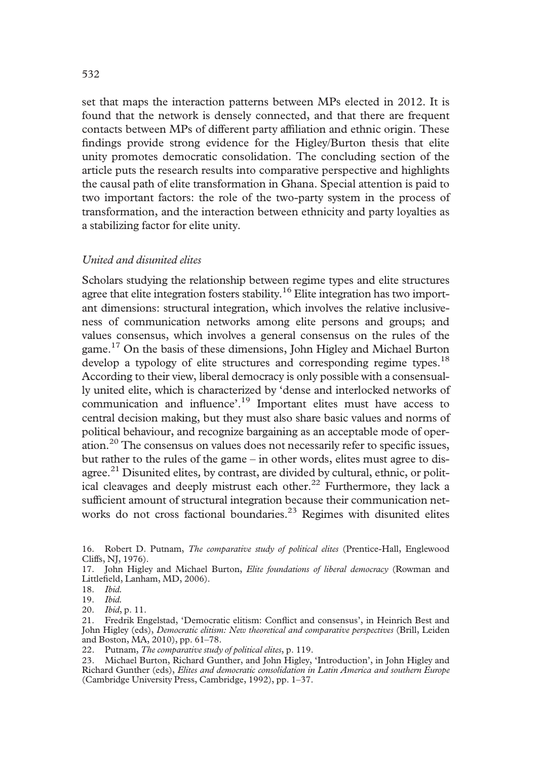set that maps the interaction patterns between MPs elected in 2012. It is found that the network is densely connected, and that there are frequent contacts between MPs of different party affiliation and ethnic origin. These findings provide strong evidence for the Higley/Burton thesis that elite unity promotes democratic consolidation. The concluding section of the article puts the research results into comparative perspective and highlights the causal path of elite transformation in Ghana. Special attention is paid to two important factors: the role of the two-party system in the process of transformation, and the interaction between ethnicity and party loyalties as a stabilizing factor for elite unity.

### *United and disunited elites*

Scholars studying the relationship between regime types and elite structures agree that elite integration fosters stability.[16] Elite integration has two important dimensions: structural integration, which involves the relative inclusiveness of communication networks among elite persons and groups; and values consensus, which involves a general consensus on the rules of the game.[17] On the basis of these dimensions, John Higley and Michael Burton develop a typology of elite structures and corresponding regime types.[18] According to their view, liberal democracy is only possible with a consensually united elite, which is characterized by 'dense and interlocked networks of communication and influence'.[19] Important elites must have access to central decision making, but they must also share basic values and norms of political behaviour, and recognize bargaining as an acceptable mode of operation.[20] The consensus on values does not necessarily refer to specific issues, but rather to the rules of the game – in other words, elites must agree to disagree.[21] Disunited elites, by contrast, are divided by cultural, ethnic, or political cleavages and deeply mistrust each other.[22] Furthermore, they lack a sufficient amount of structural integration because their communication networks do not cross factional boundaries.[23] Regimes with disunited elites

16. Robert D. Putnam, *The comparative study of political elites* (Prentice-Hall, Englewood Cliffs, NJ, 1976).
17. John Higley and Michael Burton, *Elite foundations of liberal democracy* (Rowman and Littlefield, Lanham, MD, 2006).
18. *Ibid.*
19. *Ibid.*
20. *Ibid*, p. 11.
21. Fredrik Engelstad, 'Democratic elitism: Conflict and consensus', in Heinrich Best and John Higley (eds), *Democratic elitism: New theoretical and comparative perspectives* (Brill, Leiden and Boston, MA, 2010), pp. 61–78.
22. Putnam, *The comparative study of political elites*, p. 119.
23. Michael Burton, Richard Gunther, and John Higley, 'Introduction', in John Higley and Richard Gunther (eds), *Elites and democratic consolidation in Latin America and southern Europe* (Cambridge University Press, Cambridge, 1992), pp. 1–37.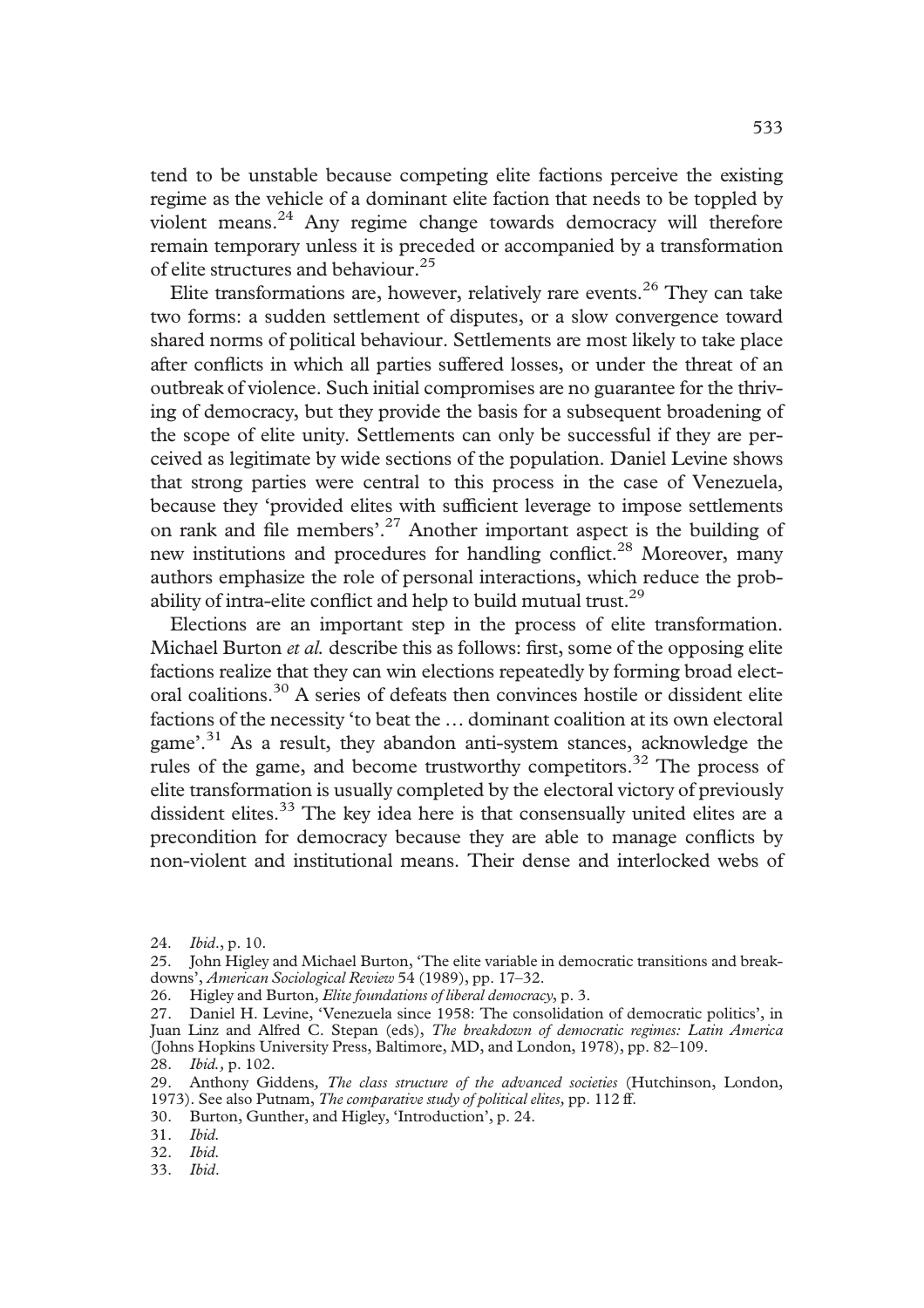tend to be unstable because competing elite factions perceive the existing regime as the vehicle of a dominant elite faction that needs to be toppled by violent means.[24] Any regime change towards democracy will therefore remain temporary unless it is preceded or accompanied by a transformation of elite structures and behaviour.[25]

Elite transformations are, however, relatively rare events.[26] They can take two forms: a sudden settlement of disputes, or a slow convergence toward shared norms of political behaviour. Settlements are most likely to take place after conflicts in which all parties suffered losses, or under the threat of an outbreak of violence. Such initial compromises are no guarantee for the thriving of democracy, but they provide the basis for a subsequent broadening of the scope of elite unity. Settlements can only be successful if they are perceived as legitimate by wide sections of the population. Daniel Levine shows that strong parties were central to this process in the case of Venezuela, because they 'provided elites with sufficient leverage to impose settlements on rank and file members'.[27] Another important aspect is the building of new institutions and procedures for handling conflict.[28] Moreover, many authors emphasize the role of personal interactions, which reduce the probability of intra-elite conflict and help to build mutual trust.[29]

Elections are an important step in the process of elite transformation. Michael Burton *et al.* describe this as follows: first, some of the opposing elite factions realize that they can win elections repeatedly by forming broad electoral coalitions.[30] A series of defeats then convinces hostile or dissident elite factions of the necessity 'to beat the … dominant coalition at its own electoral game'.[31] As a result, they abandon anti-system stances, acknowledge the rules of the game, and become trustworthy competitors.[32] The process of elite transformation is usually completed by the electoral victory of previously dissident elites.[33] The key idea here is that consensually united elites are a precondition for democracy because they are able to manage conflicts by non-violent and institutional means. Their dense and interlocked webs of

24. *Ibid*., p. 10.
25. John Higley and Michael Burton, 'The elite variable in democratic transitions and breakdowns', *American Sociological Review* 54 (1989), pp. 17–32.
26. Higley and Burton, *Elite foundations of liberal democracy*, p. 3.
27. Daniel H. Levine, 'Venezuela since 1958: The consolidation of democratic politics', in Juan Linz and Alfred C. Stepan (eds), *The breakdown of democratic regimes: Latin America* (Johns Hopkins University Press, Baltimore, MD, and London, 1978), pp. 82–109.
28. *Ibid.,* p. 102.
29. Anthony Giddens, *The class structure of the advanced societies* (Hutchinson, London, 1973). See also Putnam, *The comparative study of political elites,* pp. 112 ff.
30. Burton, Gunther, and Higley, 'Introduction', p. 24.
31. *Ibid.*
32. *Ibid.*
33. *Ibid*.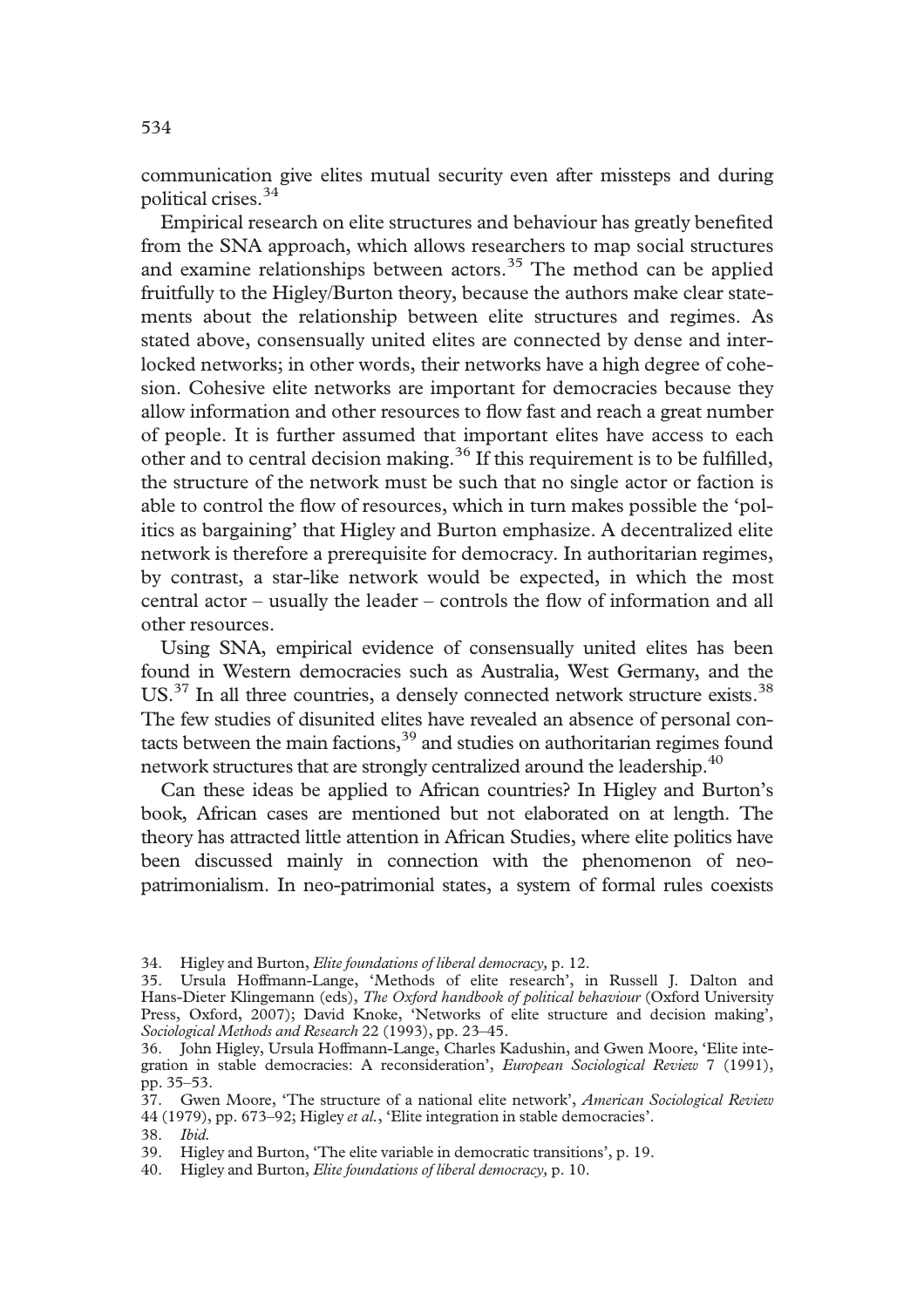communication give elites mutual security even after missteps and during political crises.[34]

Empirical research on elite structures and behaviour has greatly benefited from the SNA approach, which allows researchers to map social structures and examine relationships between actors.[35] The method can be applied fruitfully to the Higley/Burton theory, because the authors make clear statements about the relationship between elite structures and regimes. As stated above, consensually united elites are connected by dense and interlocked networks; in other words, their networks have a high degree of cohesion. Cohesive elite networks are important for democracies because they allow information and other resources to flow fast and reach a great number of people. It is further assumed that important elites have access to each other and to central decision making.[36] If this requirement is to be fulfilled, the structure of the network must be such that no single actor or faction is able to control the flow of resources, which in turn makes possible the 'politics as bargaining' that Higley and Burton emphasize. A decentralized elite network is therefore a prerequisite for democracy. In authoritarian regimes, by contrast, a star-like network would be expected, in which the most central actor – usually the leader – controls the flow of information and all other resources.

Using SNA, empirical evidence of consensually united elites has been found in Western democracies such as Australia, West Germany, and the US.[37] In all three countries, a densely connected network structure exists.[38] The few studies of disunited elites have revealed an absence of personal contacts between the main factions,[39] and studies on authoritarian regimes found network structures that are strongly centralized around the leadership.[40]

Can these ideas be applied to African countries? In Higley and Burton's book, African cases are mentioned but not elaborated on at length. The theory has attracted little attention in African Studies, where elite politics have been discussed mainly in connection with the phenomenon of neo-patrimonialism. In neo-patrimonial states, a system of formal rules coexists

34. Higley and Burton, *Elite foundations of liberal democracy,* p. 12.

35. Ursula Hoffmann-Lange, 'Methods of elite research', in Russell J. Dalton and Hans-Dieter Klingemann (eds), *The Oxford handbook of political behaviour* (Oxford University Press, Oxford, 2007); David Knoke, 'Networks of elite structure and decision making', *Sociological Methods and Research* 22 (1993), pp. 23–45.

36. John Higley, Ursula Hoffmann-Lange, Charles Kadushin, and Gwen Moore, 'Elite integration in stable democracies: A reconsideration', *European Sociological Review* 7 (1991), pp. 35–53.

37. Gwen Moore, 'The structure of a national elite network', *American Sociological Review* 44 (1979), pp. 673–92; Higley *et al.*, 'Elite integration in stable democracies'.

38. *Ibid.*

39. Higley and Burton, 'The elite variable in democratic transitions', p. 19.

40. Higley and Burton, *Elite foundations of liberal democracy,* p. 10.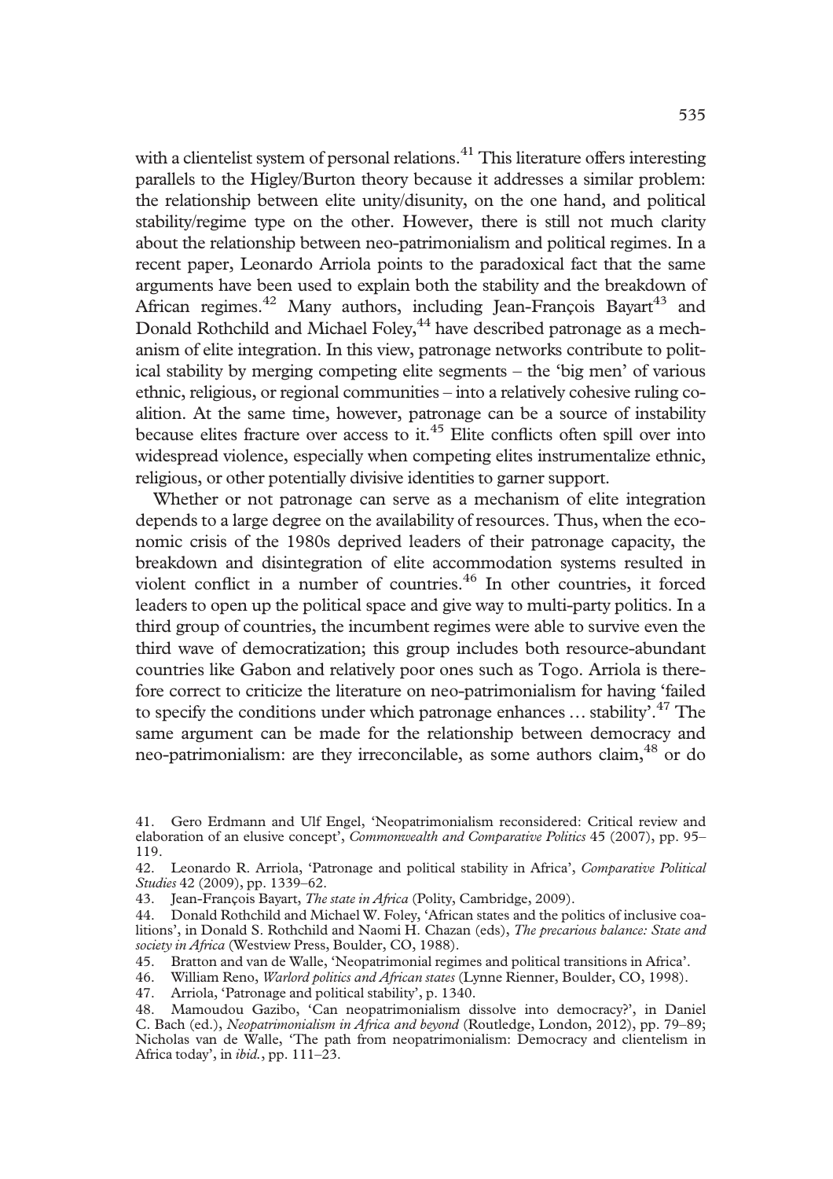with a clientelist system of personal relations.[41] This literature offers interesting parallels to the Higley/Burton theory because it addresses a similar problem: the relationship between elite unity/disunity, on the one hand, and political stability/regime type on the other. However, there is still not much clarity about the relationship between neo-patrimonialism and political regimes. In a recent paper, Leonardo Arriola points to the paradoxical fact that the same arguments have been used to explain both the stability and the breakdown of African regimes.[42] Many authors, including Jean-François Bayart[43] and Donald Rothchild and Michael Foley,[44] have described patronage as a mechanism of elite integration. In this view, patronage networks contribute to political stability by merging competing elite segments – the 'big men' of various ethnic, religious, or regional communities – into a relatively cohesive ruling coalition. At the same time, however, patronage can be a source of instability because elites fracture over access to it.[45] Elite conflicts often spill over into widespread violence, especially when competing elites instrumentalize ethnic, religious, or other potentially divisive identities to garner support.

Whether or not patronage can serve as a mechanism of elite integration depends to a large degree on the availability of resources. Thus, when the economic crisis of the 1980s deprived leaders of their patronage capacity, the breakdown and disintegration of elite accommodation systems resulted in violent conflict in a number of countries.[46] In other countries, it forced leaders to open up the political space and give way to multi-party politics. In a third group of countries, the incumbent regimes were able to survive even the third wave of democratization; this group includes both resource-abundant countries like Gabon and relatively poor ones such as Togo. Arriola is therefore correct to criticize the literature on neo-patrimonialism for having 'failed to specify the conditions under which patronage enhances … stability'.[47] The same argument can be made for the relationship between democracy and neo-patrimonialism: are they irreconcilable, as some authors claim,[48] or do

41. Gero Erdmann and Ulf Engel, 'Neopatrimonialism reconsidered: Critical review and elaboration of an elusive concept', *Commonwealth and Comparative Politics* 45 (2007), pp. 95–119.

42. Leonardo R. Arriola, 'Patronage and political stability in Africa', *Comparative Political Studies* 42 (2009), pp. 1339–62.

43. Jean-François Bayart, *The state in Africa* (Polity, Cambridge, 2009).

44. Donald Rothchild and Michael W. Foley, 'African states and the politics of inclusive coalitions', in Donald S. Rothchild and Naomi H. Chazan (eds), *The precarious balance: State and society in Africa* (Westview Press, Boulder, CO, 1988).

45. Bratton and van de Walle, 'Neopatrimonial regimes and political transitions in Africa'.

46. William Reno, *Warlord politics and African states* (Lynne Rienner, Boulder, CO, 1998).

47. Arriola, 'Patronage and political stability', p. 1340.

48. Mamoudou Gazibo, 'Can neopatrimonialism dissolve into democracy?', in Daniel C. Bach (ed.), *Neopatrimonialism in Africa and beyond* (Routledge, London, 2012), pp. 79–89; Nicholas van de Walle, 'The path from neopatrimonialism: Democracy and clientelism in Africa today', in *ibid.*, pp. 111–23.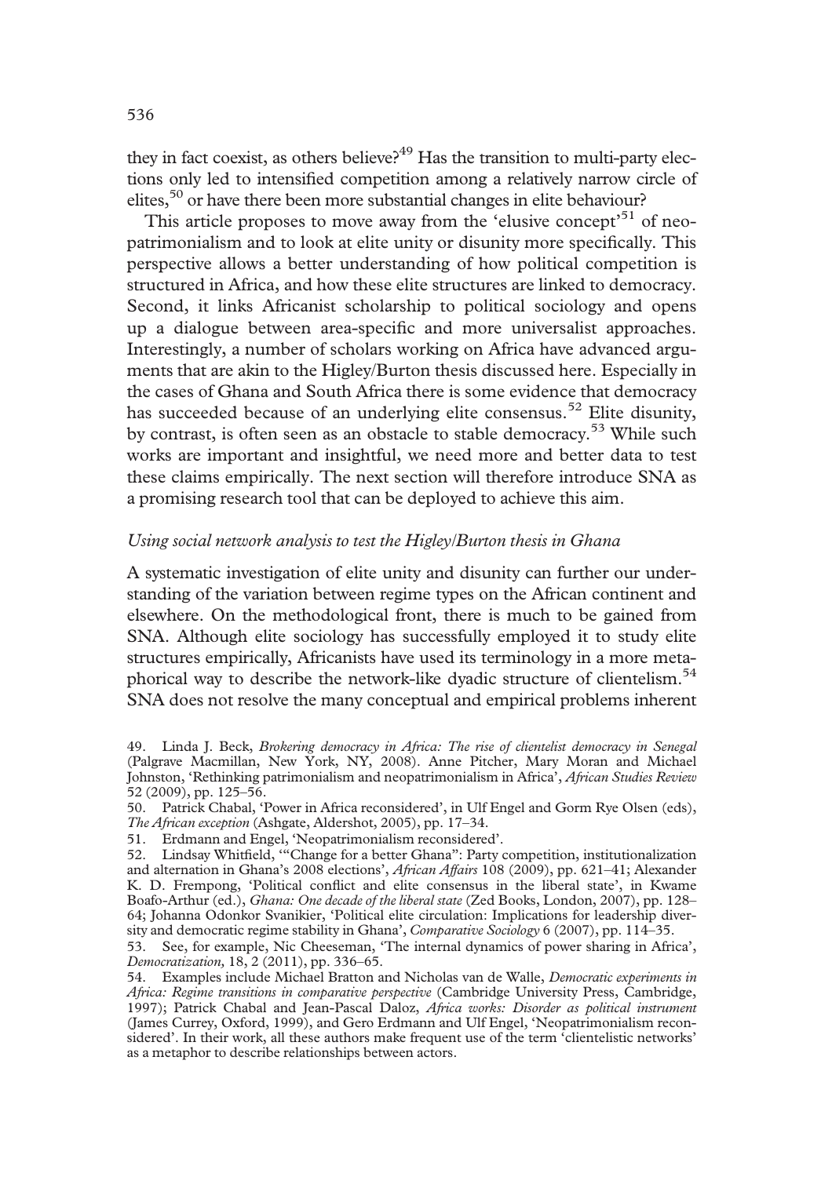they in fact coexist, as others believe?[49] Has the transition to multi-party elections only led to intensified competition among a relatively narrow circle of elites,[50] or have there been more substantial changes in elite behaviour?

This article proposes to move away from the 'elusive concept'[51] of neopatrimonialism and to look at elite unity or disunity more specifically. This perspective allows a better understanding of how political competition is structured in Africa, and how these elite structures are linked to democracy. Second, it links Africanist scholarship to political sociology and opens up a dialogue between area-specific and more universalist approaches. Interestingly, a number of scholars working on Africa have advanced arguments that are akin to the Higley/Burton thesis discussed here. Especially in the cases of Ghana and South Africa there is some evidence that democracy has succeeded because of an underlying elite consensus.[52] Elite disunity, by contrast, is often seen as an obstacle to stable democracy.[53] While such works are important and insightful, we need more and better data to test these claims empirically. The next section will therefore introduce SNA as a promising research tool that can be deployed to achieve this aim.

### *Using social network analysis to test the Higley/Burton thesis in Ghana*

A systematic investigation of elite unity and disunity can further our understanding of the variation between regime types on the African continent and elsewhere. On the methodological front, there is much to be gained from SNA. Although elite sociology has successfully employed it to study elite structures empirically, Africanists have used its terminology in a more metaphorical way to describe the network-like dyadic structure of clientelism.[54] SNA does not resolve the many conceptual and empirical problems inherent

49. Linda J. Beck, *Brokering democracy in Africa: The rise of clientelist democracy in Senegal* (Palgrave Macmillan, New York, NY, 2008). Anne Pitcher, Mary Moran and Michael Johnston, 'Rethinking patrimonialism and neopatrimonialism in Africa', *African Studies Review* 52 (2009), pp. 125–56.

50. Patrick Chabal, 'Power in Africa reconsidered', in Ulf Engel and Gorm Rye Olsen (eds), *The African exception* (Ashgate, Aldershot, 2005), pp. 17–34.

51. Erdmann and Engel, 'Neopatrimonialism reconsidered'.

52. Lindsay Whitfield, '"Change for a better Ghana": Party competition, institutionalization and alternation in Ghana's 2008 elections', *African Affairs* 108 (2009), pp. 621–41; Alexander K. D. Frempong, 'Political conflict and elite consensus in the liberal state', in Kwame Boafo-Arthur (ed.), *Ghana: One decade of the liberal state* (Zed Books, London, 2007), pp. 128–64; Johanna Odonkor Svanikier, 'Political elite circulation: Implications for leadership diversity and democratic regime stability in Ghana', *Comparative Sociology* 6 (2007), pp. 114–35.

53. See, for example, Nic Cheeseman, 'The internal dynamics of power sharing in Africa', *Democratization,* 18, 2 (2011), pp. 336–65.

54. Examples include Michael Bratton and Nicholas van de Walle, *Democratic experiments in Africa: Regime transitions in comparative perspective* (Cambridge University Press, Cambridge, 1997); Patrick Chabal and Jean-Pascal Daloz, *Africa works: Disorder as political instrument* (James Currey, Oxford, 1999), and Gero Erdmann and Ulf Engel, 'Neopatrimonialism reconsidered'. In their work, all these authors make frequent use of the term 'clientelistic networks' as a metaphor to describe relationships between actors.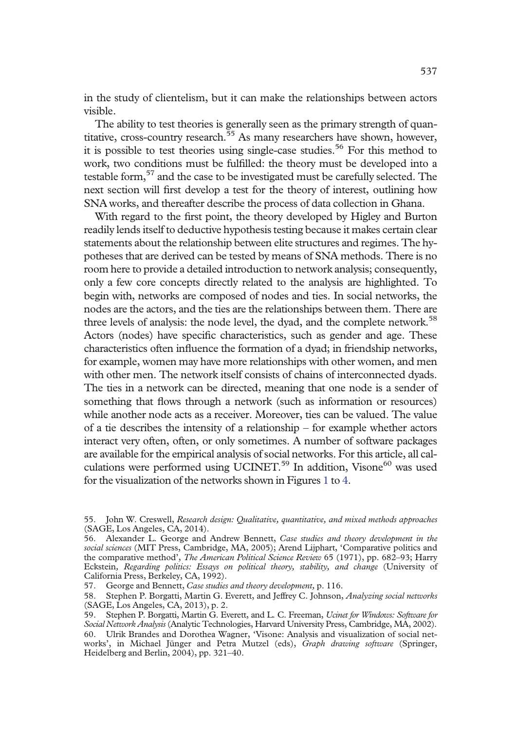in the study of clientelism, but it can make the relationships between actors visible.

The ability to test theories is generally seen as the primary strength of quantitative, cross-country research.[55] As many researchers have shown, however, it is possible to test theories using single-case studies.[56] For this method to work, two conditions must be fulfilled: the theory must be developed into a testable form,[57] and the case to be investigated must be carefully selected. The next section will first develop a test for the theory of interest, outlining how SNA works, and thereafter describe the process of data collection in Ghana.

With regard to the first point, the theory developed by Higley and Burton readily lends itself to deductive hypothesis testing because it makes certain clear statements about the relationship between elite structures and regimes. The hypotheses that are derived can be tested by means of SNA methods. There is no room here to provide a detailed introduction to network analysis; consequently, only a few core concepts directly related to the analysis are highlighted. To begin with, networks are composed of nodes and ties. In social networks, the nodes are the actors, and the ties are the relationships between them. There are three levels of analysis: the node level, the dyad, and the complete network.[58] Actors (nodes) have specific characteristics, such as gender and age. These characteristics often influence the formation of a dyad; in friendship networks, for example, women may have more relationships with other women, and men with other men. The network itself consists of chains of interconnected dyads. The ties in a network can be directed, meaning that one node is a sender of something that flows through a network (such as information or resources) while another node acts as a receiver. Moreover, ties can be valued. The value of a tie describes the intensity of a relationship – for example whether actors interact very often, often, or only sometimes. A number of software packages are available for the empirical analysis of social networks. For this article, all calculations were performed using UCINET.[59] In addition, Visone[60] was used for the visualization of the networks shown in Figures 1 to 4.

55. John W. Creswell, *Research design: Qualitative, quantitative, and mixed methods approaches* (SAGE, Los Angeles, CA, 2014).

56. Alexander L. George and Andrew Bennett, *Case studies and theory development in the social sciences* (MIT Press, Cambridge, MA, 2005); Arend Lijphart, 'Comparative politics and the comparative method', *The American Political Science Review* 65 (1971), pp. 682–93; Harry Eckstein, *Regarding politics: Essays on political theory, stability, and change* (University of California Press, Berkeley, CA, 1992).

57. George and Bennett, *Case studies and theory development,* p. 116.

58. Stephen P. Borgatti, Martin G. Everett, and Jeffrey C. Johnson, *Analyzing social networks* (SAGE, Los Angeles, CA, 2013), p. 2.

59. Stephen P. Borgatti, Martin G. Everett, and L. C. Freeman, *Ucinet for Windows: Software for Social Network Analysis* (Analytic Technologies, Harvard University Press, Cambridge, MA, 2002).

60. Ulrik Brandes and Dorothea Wagner, 'Visone: Analysis and visualization of social networks', in Michael Jünger and Petra Mutzel (eds), *Graph drawing software* (Springer, Heidelberg and Berlin, 2004), pp. 321–40.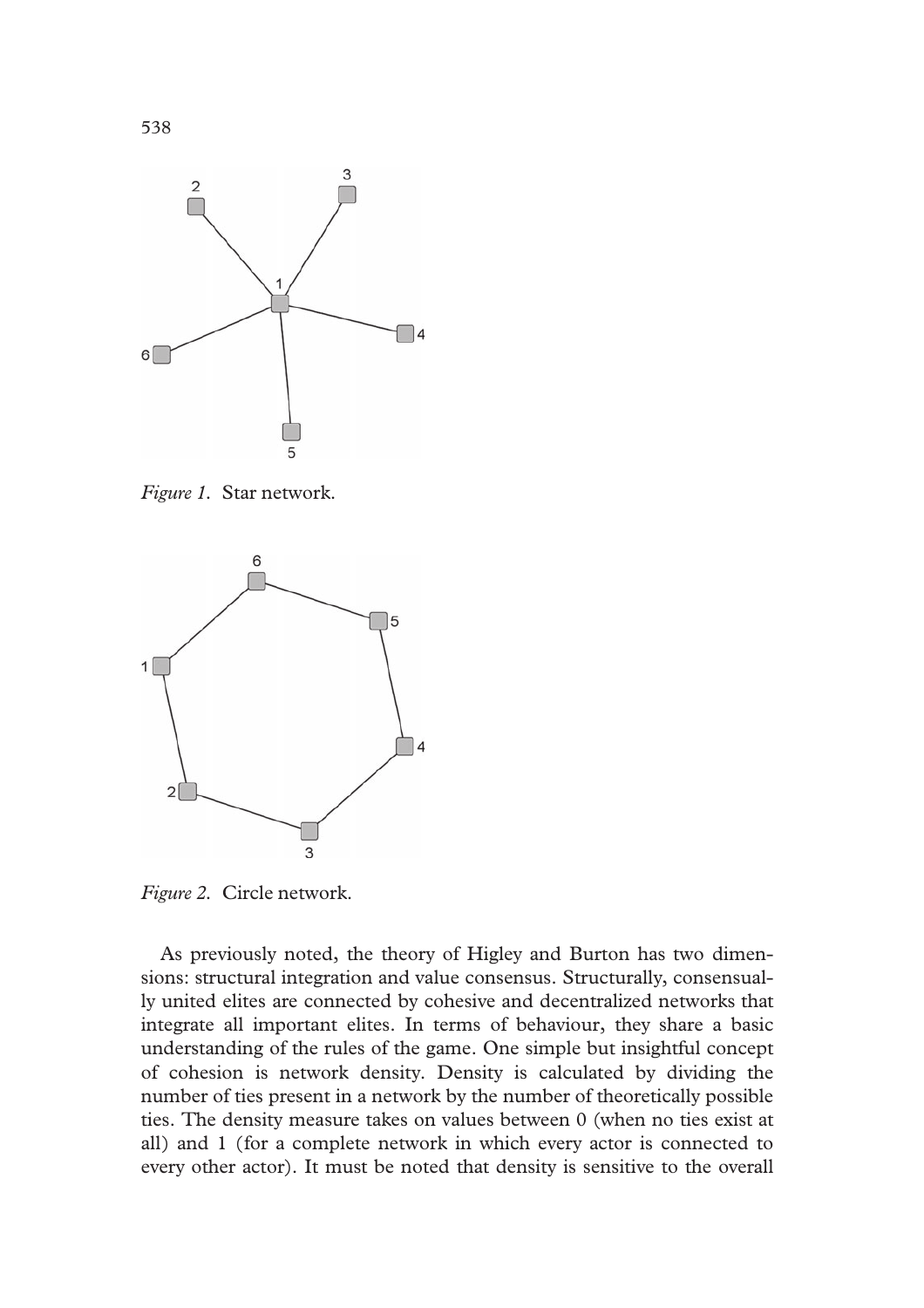*Figure 1.* Star network.

*Figure 2.* Circle network.

As previously noted, the theory of Higley and Burton has two dimensions: structural integration and value consensus. Structurally, consensually united elites are connected by cohesive and decentralized networks that integrate all important elites. In terms of behaviour, they share a basic understanding of the rules of the game. One simple but insightful concept of cohesion is network density. Density is calculated by dividing the number of ties present in a network by the number of theoretically possible ties. The density measure takes on values between 0 (when no ties exist at all) and 1 (for a complete network in which every actor is connected to every other actor). It must be noted that density is sensitive to the overall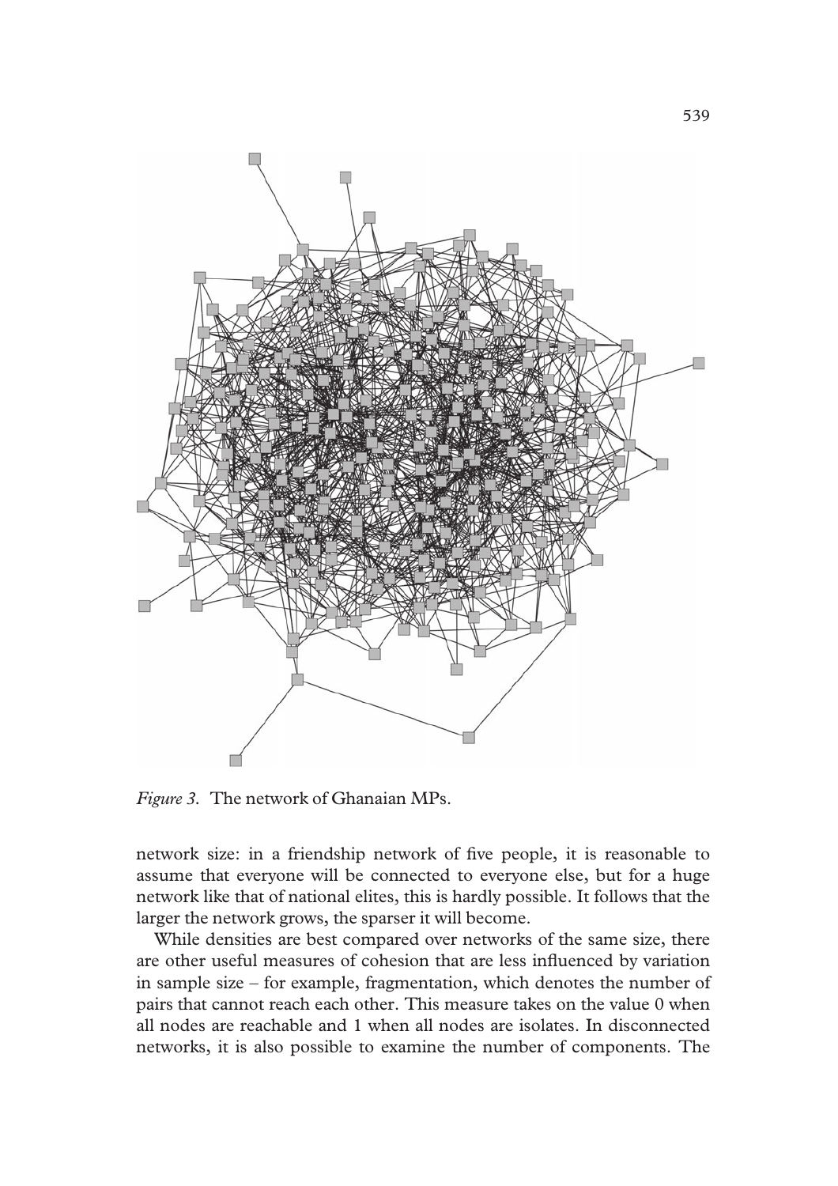*Figure 3.* The network of Ghanaian MPs.

network size: in a friendship network of five people, it is reasonable to assume that everyone will be connected to everyone else, but for a huge network like that of national elites, this is hardly possible. It follows that the larger the network grows, the sparser it will become.

While densities are best compared over networks of the same size, there are other useful measures of cohesion that are less influenced by variation in sample size – for example, fragmentation, which denotes the number of pairs that cannot reach each other. This measure takes on the value 0 when all nodes are reachable and 1 when all nodes are isolates. In disconnected networks, it is also possible to examine the number of components. The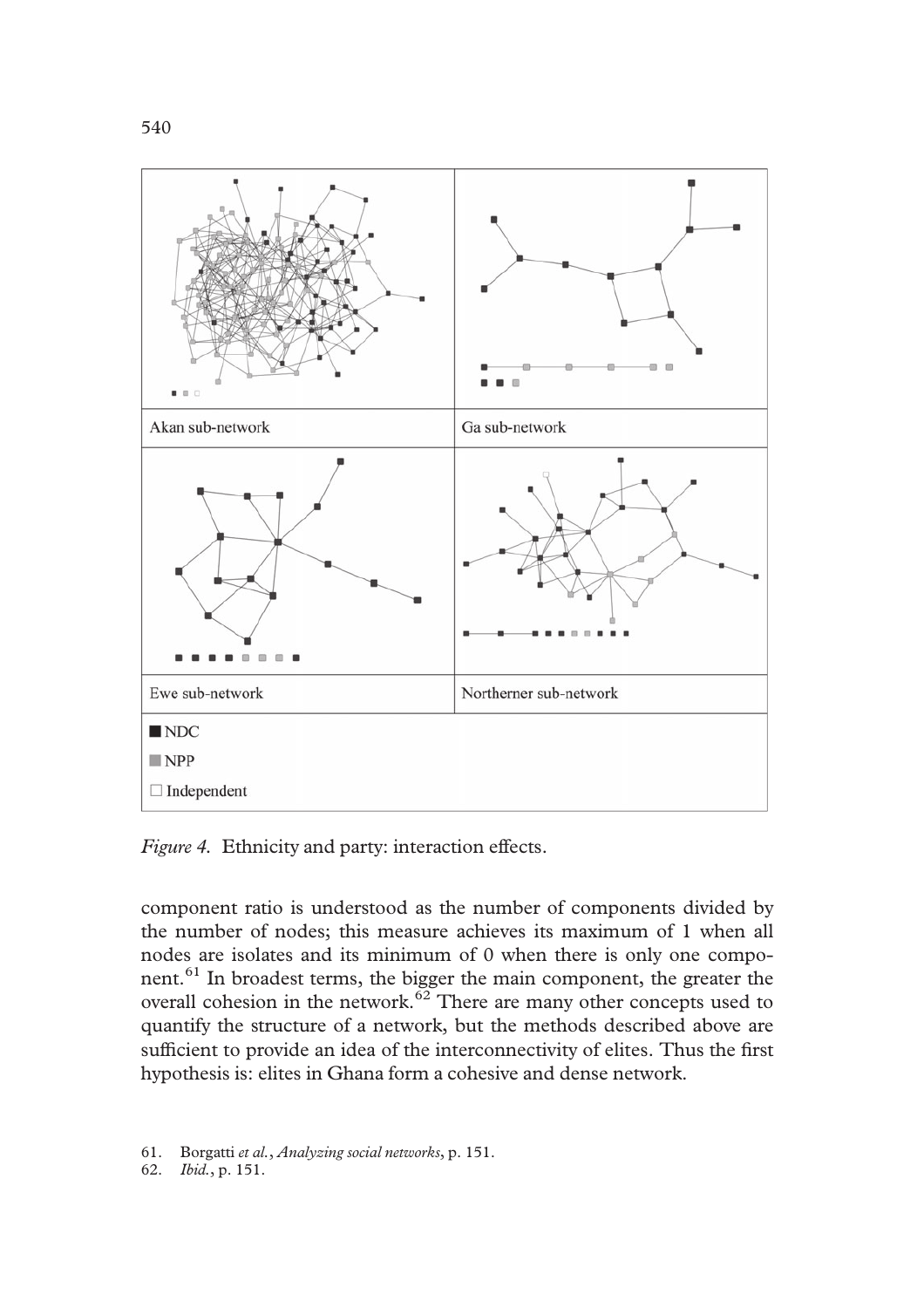*Figure 4.* Ethnicity and party: interaction effects.

component ratio is understood as the number of components divided by the number of nodes; this measure achieves its maximum of 1 when all nodes are isolates and its minimum of 0 when there is only one component.[61] In broadest terms, the bigger the main component, the greater the overall cohesion in the network.[62] There are many other concepts used to quantify the structure of a network, but the methods described above are sufficient to provide an idea of the interconnectivity of elites. Thus the first hypothesis is: elites in Ghana form a cohesive and dense network.

61. Borgatti *et al.*, *Analyzing social networks*, p. 151.

62. *Ibid.*, p. 151.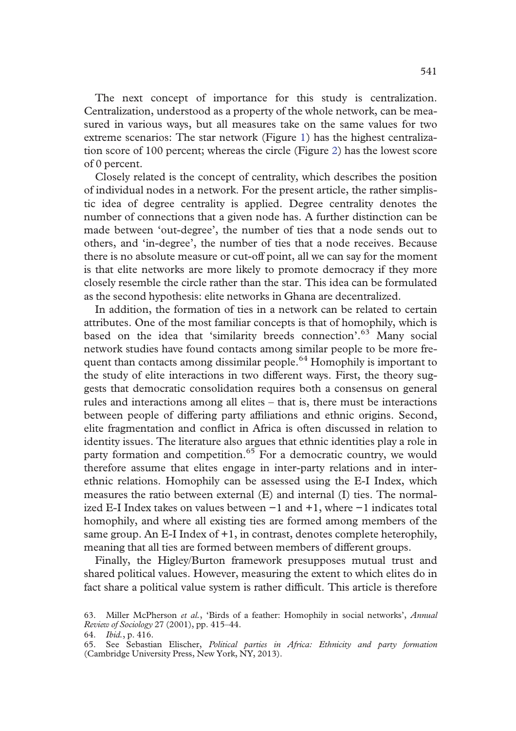The next concept of importance for this study is centralization. Centralization, understood as a property of the whole network, can be measured in various ways, but all measures take on the same values for two extreme scenarios: The star network (Figure 1) has the highest centralization score of 100 percent; whereas the circle (Figure 2) has the lowest score of 0 percent.

Closely related is the concept of centrality, which describes the position of individual nodes in a network. For the present article, the rather simplistic idea of degree centrality is applied. Degree centrality denotes the number of connections that a given node has. A further distinction can be made between 'out-degree', the number of ties that a node sends out to others, and 'in-degree', the number of ties that a node receives. Because there is no absolute measure or cut-off point, all we can say for the moment is that elite networks are more likely to promote democracy if they more closely resemble the circle rather than the star. This idea can be formulated as the second hypothesis: elite networks in Ghana are decentralized.

In addition, the formation of ties in a network can be related to certain attributes. One of the most familiar concepts is that of homophily, which is based on the idea that 'similarity breeds connection'.[63] Many social network studies have found contacts among similar people to be more frequent than contacts among dissimilar people.[64] Homophily is important to the study of elite interactions in two different ways. First, the theory suggests that democratic consolidation requires both a consensus on general rules and interactions among all elites – that is, there must be interactions between people of differing party affiliations and ethnic origins. Second, elite fragmentation and conflict in Africa is often discussed in relation to identity issues. The literature also argues that ethnic identities play a role in party formation and competition.[65] For a democratic country, we would therefore assume that elites engage in inter-party relations and in inter-ethnic relations. Homophily can be assessed using the E-I Index, which measures the ratio between external (E) and internal (I) ties. The normalized E-I Index takes on values between −1 and +1, where −1 indicates total homophily, and where all existing ties are formed among members of the same group. An E-I Index of +1, in contrast, denotes complete heterophily, meaning that all ties are formed between members of different groups.

Finally, the Higley/Burton framework presupposes mutual trust and shared political values. However, measuring the extent to which elites do in fact share a political value system is rather difficult. This article is therefore

63. Miller McPherson *et al.*, 'Birds of a feather: Homophily in social networks', *Annual Review of Sociology* 27 (2001), pp. 415–44.

64. *Ibid.*, p. 416.

65. See Sebastian Elischer, *Political parties in Africa: Ethnicity and party formation* (Cambridge University Press, New York, NY, 2013).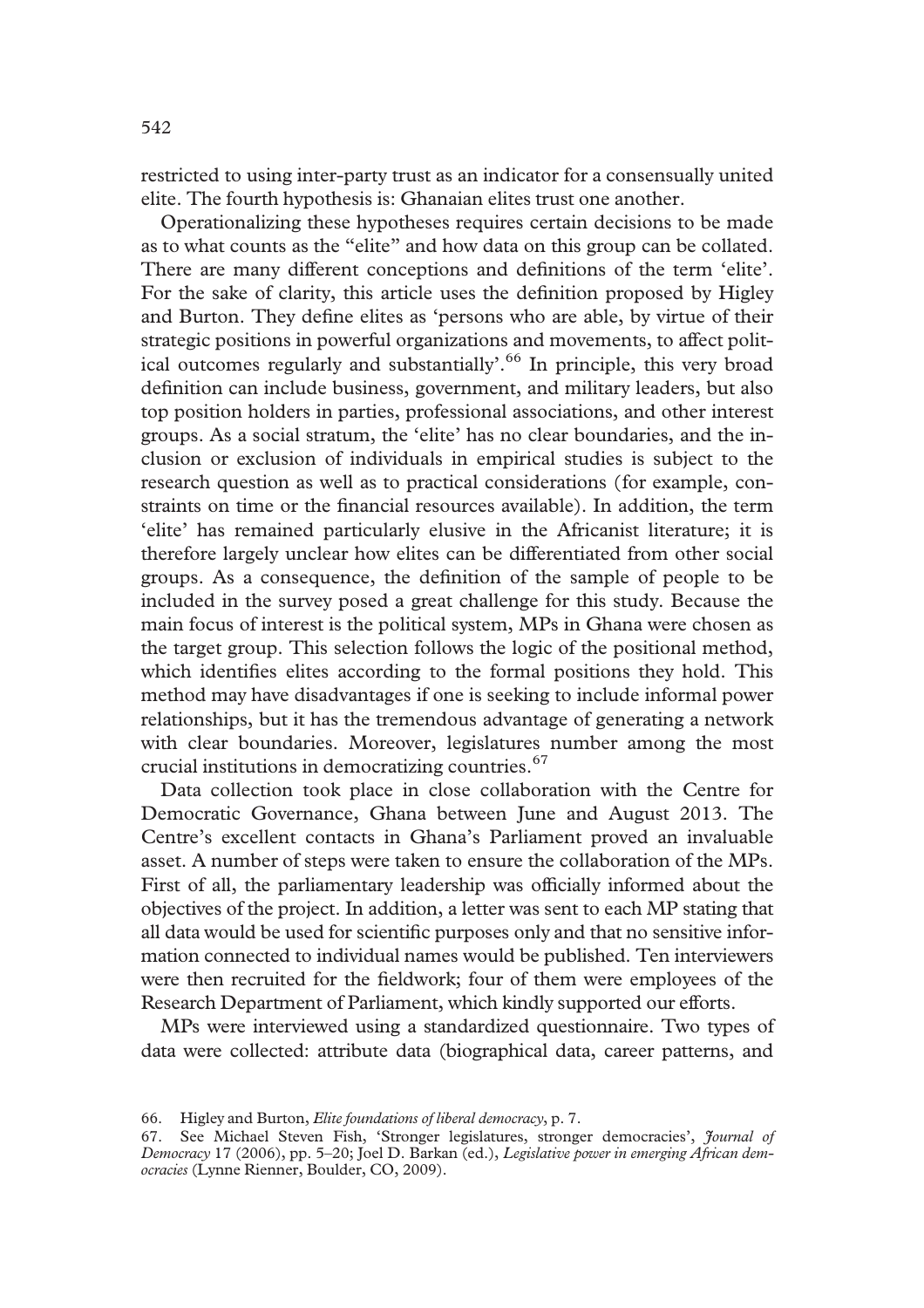restricted to using inter-party trust as an indicator for a consensually united elite. The fourth hypothesis is: Ghanaian elites trust one another.

Operationalizing these hypotheses requires certain decisions to be made as to what counts as the "elite" and how data on this group can be collated. There are many different conceptions and definitions of the term 'elite'. For the sake of clarity, this article uses the definition proposed by Higley and Burton. They define elites as 'persons who are able, by virtue of their strategic positions in powerful organizations and movements, to affect political outcomes regularly and substantially'.[66] In principle, this very broad definition can include business, government, and military leaders, but also top position holders in parties, professional associations, and other interest groups. As a social stratum, the 'elite' has no clear boundaries, and the inclusion or exclusion of individuals in empirical studies is subject to the research question as well as to practical considerations (for example, constraints on time or the financial resources available). In addition, the term 'elite' has remained particularly elusive in the Africanist literature; it is therefore largely unclear how elites can be differentiated from other social groups. As a consequence, the definition of the sample of people to be included in the survey posed a great challenge for this study. Because the main focus of interest is the political system, MPs in Ghana were chosen as the target group. This selection follows the logic of the positional method, which identifies elites according to the formal positions they hold. This method may have disadvantages if one is seeking to include informal power relationships, but it has the tremendous advantage of generating a network with clear boundaries. Moreover, legislatures number among the most crucial institutions in democratizing countries.[67]

Data collection took place in close collaboration with the Centre for Democratic Governance, Ghana between June and August 2013. The Centre's excellent contacts in Ghana's Parliament proved an invaluable asset. A number of steps were taken to ensure the collaboration of the MPs. First of all, the parliamentary leadership was officially informed about the objectives of the project. In addition, a letter was sent to each MP stating that all data would be used for scientific purposes only and that no sensitive information connected to individual names would be published. Ten interviewers were then recruited for the fieldwork; four of them were employees of the Research Department of Parliament, which kindly supported our efforts.

MPs were interviewed using a standardized questionnaire. Two types of data were collected: attribute data (biographical data, career patterns, and

66. Higley and Burton, *Elite foundations of liberal democracy*, p. 7.

67. See Michael Steven Fish, 'Stronger legislatures, stronger democracies', *Journal of Democracy* 17 (2006), pp. 5–20; Joel D. Barkan (ed.), *Legislative power in emerging African democracies* (Lynne Rienner, Boulder, CO, 2009).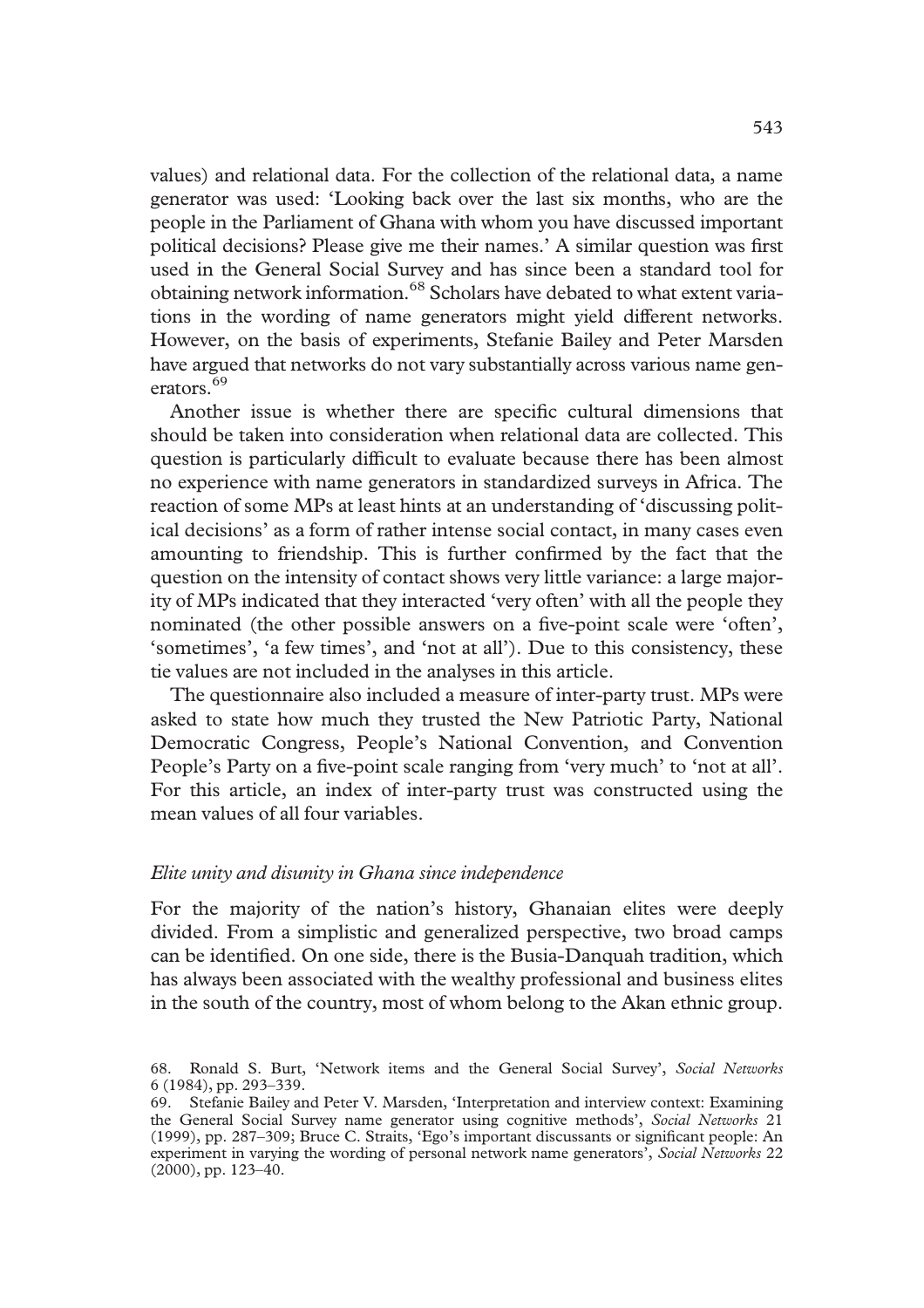values) and relational data. For the collection of the relational data, a name generator was used: 'Looking back over the last six months, who are the people in the Parliament of Ghana with whom you have discussed important political decisions? Please give me their names.' A similar question was first used in the General Social Survey and has since been a standard tool for obtaining network information.[68] Scholars have debated to what extent variations in the wording of name generators might yield different networks. However, on the basis of experiments, Stefanie Bailey and Peter Marsden have argued that networks do not vary substantially across various name generators.[69]

Another issue is whether there are specific cultural dimensions that should be taken into consideration when relational data are collected. This question is particularly difficult to evaluate because there has been almost no experience with name generators in standardized surveys in Africa. The reaction of some MPs at least hints at an understanding of 'discussing political decisions' as a form of rather intense social contact, in many cases even amounting to friendship. This is further confirmed by the fact that the question on the intensity of contact shows very little variance: a large majority of MPs indicated that they interacted 'very often' with all the people they nominated (the other possible answers on a five-point scale were 'often', 'sometimes', 'a few times', and 'not at all'). Due to this consistency, these tie values are not included in the analyses in this article.

The questionnaire also included a measure of inter-party trust. MPs were asked to state how much they trusted the New Patriotic Party, National Democratic Congress, People's National Convention, and Convention People's Party on a five-point scale ranging from 'very much' to 'not at all'. For this article, an index of inter-party trust was constructed using the mean values of all four variables.

### *Elite unity and disunity in Ghana since independence*

For the majority of the nation's history, Ghanaian elites were deeply divided. From a simplistic and generalized perspective, two broad camps can be identified. On one side, there is the Busia-Danquah tradition, which has always been associated with the wealthy professional and business elites in the south of the country, most of whom belong to the Akan ethnic group.

68. Ronald S. Burt, 'Network items and the General Social Survey', *Social Networks* 6 (1984), pp. 293–339.

69. Stefanie Bailey and Peter V. Marsden, 'Interpretation and interview context: Examining the General Social Survey name generator using cognitive methods', *Social Networks* 21 (1999), pp. 287–309; Bruce C. Straits, 'Ego's important discussants or significant people: An experiment in varying the wording of personal network name generators', *Social Networks* 22 (2000), pp. 123–40.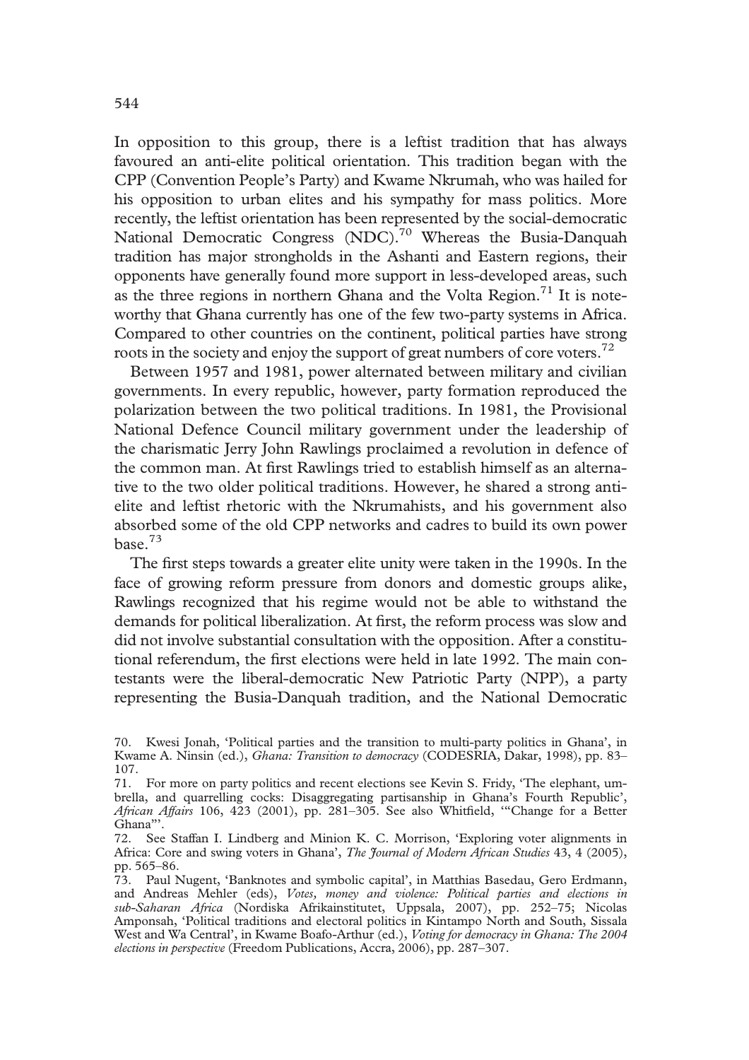In opposition to this group, there is a leftist tradition that has always favoured an anti-elite political orientation. This tradition began with the CPP (Convention People's Party) and Kwame Nkrumah, who was hailed for his opposition to urban elites and his sympathy for mass politics. More recently, the leftist orientation has been represented by the social-democratic National Democratic Congress (NDC).[70] Whereas the Busia-Danquah tradition has major strongholds in the Ashanti and Eastern regions, their opponents have generally found more support in less-developed areas, such as the three regions in northern Ghana and the Volta Region.[71] It is noteworthy that Ghana currently has one of the few two-party systems in Africa. Compared to other countries on the continent, political parties have strong roots in the society and enjoy the support of great numbers of core voters.[72]

Between 1957 and 1981, power alternated between military and civilian governments. In every republic, however, party formation reproduced the polarization between the two political traditions. In 1981, the Provisional National Defence Council military government under the leadership of the charismatic Jerry John Rawlings proclaimed a revolution in defence of the common man. At first Rawlings tried to establish himself as an alternative to the two older political traditions. However, he shared a strong anti-elite and leftist rhetoric with the Nkrumahists, and his government also absorbed some of the old CPP networks and cadres to build its own power base.[73]

The first steps towards a greater elite unity were taken in the 1990s. In the face of growing reform pressure from donors and domestic groups alike, Rawlings recognized that his regime would not be able to withstand the demands for political liberalization. At first, the reform process was slow and did not involve substantial consultation with the opposition. After a constitutional referendum, the first elections were held in late 1992. The main contestants were the liberal-democratic New Patriotic Party (NPP), a party representing the Busia-Danquah tradition, and the National Democratic

70. Kwesi Jonah, 'Political parties and the transition to multi-party politics in Ghana', in Kwame A. Ninsin (ed.), *Ghana: Transition to democracy* (CODESRIA, Dakar, 1998), pp. 83–107.

71. For more on party politics and recent elections see Kevin S. Fridy, 'The elephant, umbrella, and quarrelling cocks: Disaggregating partisanship in Ghana's Fourth Republic', *African Affairs* 106, 423 (2001), pp. 281–305. See also Whitfield, '"Change for a Better Ghana"'.

72. See Staffan I. Lindberg and Minion K. C. Morrison, 'Exploring voter alignments in Africa: Core and swing voters in Ghana', *The Journal of Modern African Studies* 43, 4 (2005), pp. 565–86.

73. Paul Nugent, 'Banknotes and symbolic capital', in Matthias Basedau, Gero Erdmann, and Andreas Mehler (eds), *Votes, money and violence: Political parties and elections in sub-Saharan Africa* (Nordiska Afrikainstitutet, Uppsala, 2007), pp. 252–75; Nicolas Amponsah, 'Political traditions and electoral politics in Kintampo North and South, Sissala West and Wa Central', in Kwame Boafo-Arthur (ed.), *Voting for democracy in Ghana: The 2004 elections in perspective* (Freedom Publications, Accra, 2006), pp. 287–307.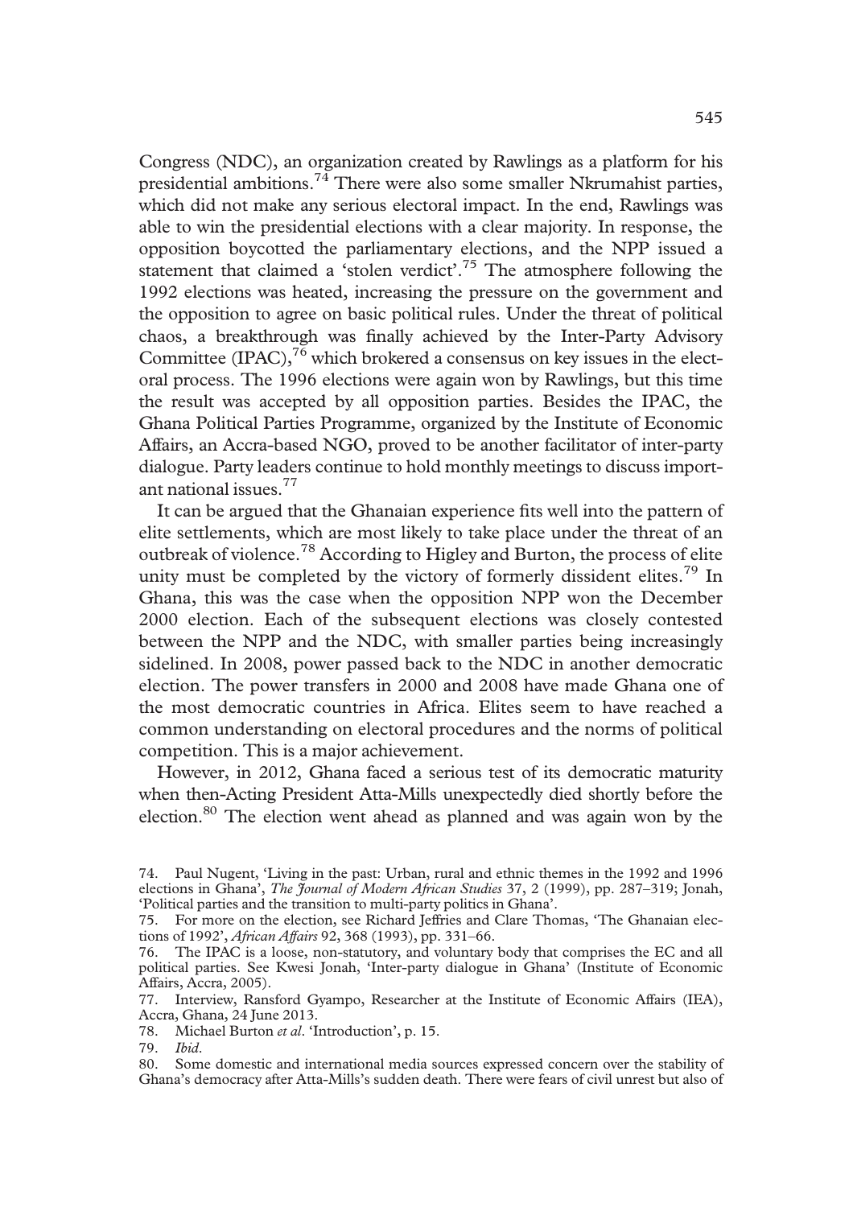Congress (NDC), an organization created by Rawlings as a platform for his presidential ambitions.[74] There were also some smaller Nkrumahist parties, which did not make any serious electoral impact. In the end, Rawlings was able to win the presidential elections with a clear majority. In response, the opposition boycotted the parliamentary elections, and the NPP issued a statement that claimed a 'stolen verdict'.[75] The atmosphere following the 1992 elections was heated, increasing the pressure on the government and the opposition to agree on basic political rules. Under the threat of political chaos, a breakthrough was finally achieved by the Inter-Party Advisory Committee (IPAC),[76] which brokered a consensus on key issues in the electoral process. The 1996 elections were again won by Rawlings, but this time the result was accepted by all opposition parties. Besides the IPAC, the Ghana Political Parties Programme, organized by the Institute of Economic Affairs, an Accra-based NGO, proved to be another facilitator of inter-party dialogue. Party leaders continue to hold monthly meetings to discuss important national issues.[77]

It can be argued that the Ghanaian experience fits well into the pattern of elite settlements, which are most likely to take place under the threat of an outbreak of violence.[78] According to Higley and Burton, the process of elite unity must be completed by the victory of formerly dissident elites.[79] In Ghana, this was the case when the opposition NPP won the December 2000 election. Each of the subsequent elections was closely contested between the NPP and the NDC, with smaller parties being increasingly sidelined. In 2008, power passed back to the NDC in another democratic election. The power transfers in 2000 and 2008 have made Ghana one of the most democratic countries in Africa. Elites seem to have reached a common understanding on electoral procedures and the norms of political competition. This is a major achievement.

However, in 2012, Ghana faced a serious test of its democratic maturity when then-Acting President Atta-Mills unexpectedly died shortly before the election.[80] The election went ahead as planned and was again won by the

74. Paul Nugent, 'Living in the past: Urban, rural and ethnic themes in the 1992 and 1996 elections in Ghana', *The Journal of Modern African Studies* 37, 2 (1999), pp. 287–319; Jonah, 'Political parties and the transition to multi-party politics in Ghana'.

75. For more on the election, see Richard Jeffries and Clare Thomas, 'The Ghanaian elections of 1992', *African Affairs* 92, 368 (1993), pp. 331–66.

76. The IPAC is a loose, non-statutory, and voluntary body that comprises the EC and all political parties. See Kwesi Jonah, 'Inter-party dialogue in Ghana' (Institute of Economic Affairs, Accra, 2005).

77. Interview, Ransford Gyampo, Researcher at the Institute of Economic Affairs (IEA), Accra, Ghana, 24 June 2013.

78. Michael Burton *et al*. 'Introduction', p. 15.

79. *Ibid*.

80. Some domestic and international media sources expressed concern over the stability of Ghana's democracy after Atta-Mills's sudden death. There were fears of civil unrest but also of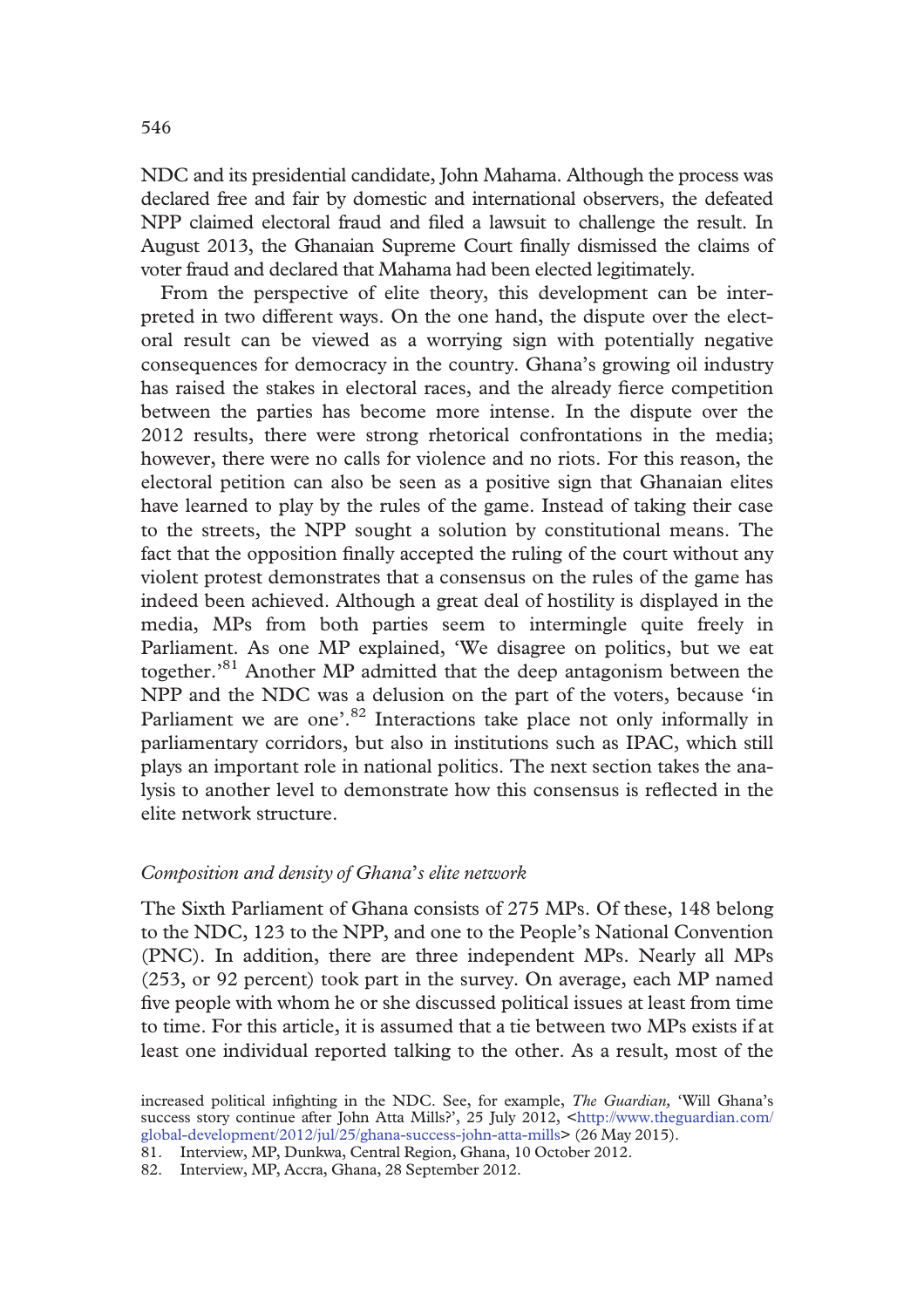NDC and its presidential candidate, John Mahama. Although the process was declared free and fair by domestic and international observers, the defeated NPP claimed electoral fraud and filed a lawsuit to challenge the result. In August 2013, the Ghanaian Supreme Court finally dismissed the claims of voter fraud and declared that Mahama had been elected legitimately.

From the perspective of elite theory, this development can be interpreted in two different ways. On the one hand, the dispute over the electoral result can be viewed as a worrying sign with potentially negative consequences for democracy in the country. Ghana's growing oil industry has raised the stakes in electoral races, and the already fierce competition between the parties has become more intense. In the dispute over the 2012 results, there were strong rhetorical confrontations in the media; however, there were no calls for violence and no riots. For this reason, the electoral petition can also be seen as a positive sign that Ghanaian elites have learned to play by the rules of the game. Instead of taking their case to the streets, the NPP sought a solution by constitutional means. The fact that the opposition finally accepted the ruling of the court without any violent protest demonstrates that a consensus on the rules of the game has indeed been achieved. Although a great deal of hostility is displayed in the media, MPs from both parties seem to intermingle quite freely in Parliament. As one MP explained, 'We disagree on politics, but we eat together.'[81] Another MP admitted that the deep antagonism between the NPP and the NDC was a delusion on the part of the voters, because 'in Parliament we are one'.[82] Interactions take place not only informally in parliamentary corridors, but also in institutions such as IPAC, which still plays an important role in national politics. The next section takes the analysis to another level to demonstrate how this consensus is reflected in the elite network structure.

### *Composition and density of Ghana's elite network*

The Sixth Parliament of Ghana consists of 275 MPs. Of these, 148 belong to the NDC, 123 to the NPP, and one to the People's National Convention (PNC). In addition, there are three independent MPs. Nearly all MPs (253, or 92 percent) took part in the survey. On average, each MP named five people with whom he or she discussed political issues at least from time to time. For this article, it is assumed that a tie between two MPs exists if at least one individual reported talking to the other. As a result, most of the

increased political infighting in the NDC. See, for example, *The Guardian,* 'Will Ghana's success story continue after John Atta Mills?', 25 July 2012, <http://www.theguardian.com/global-development/2012/jul/25/ghana-success-john-atta-mills> (26 May 2015).

81. Interview, MP, Dunkwa, Central Region, Ghana, 10 October 2012.

82. Interview, MP, Accra, Ghana, 28 September 2012.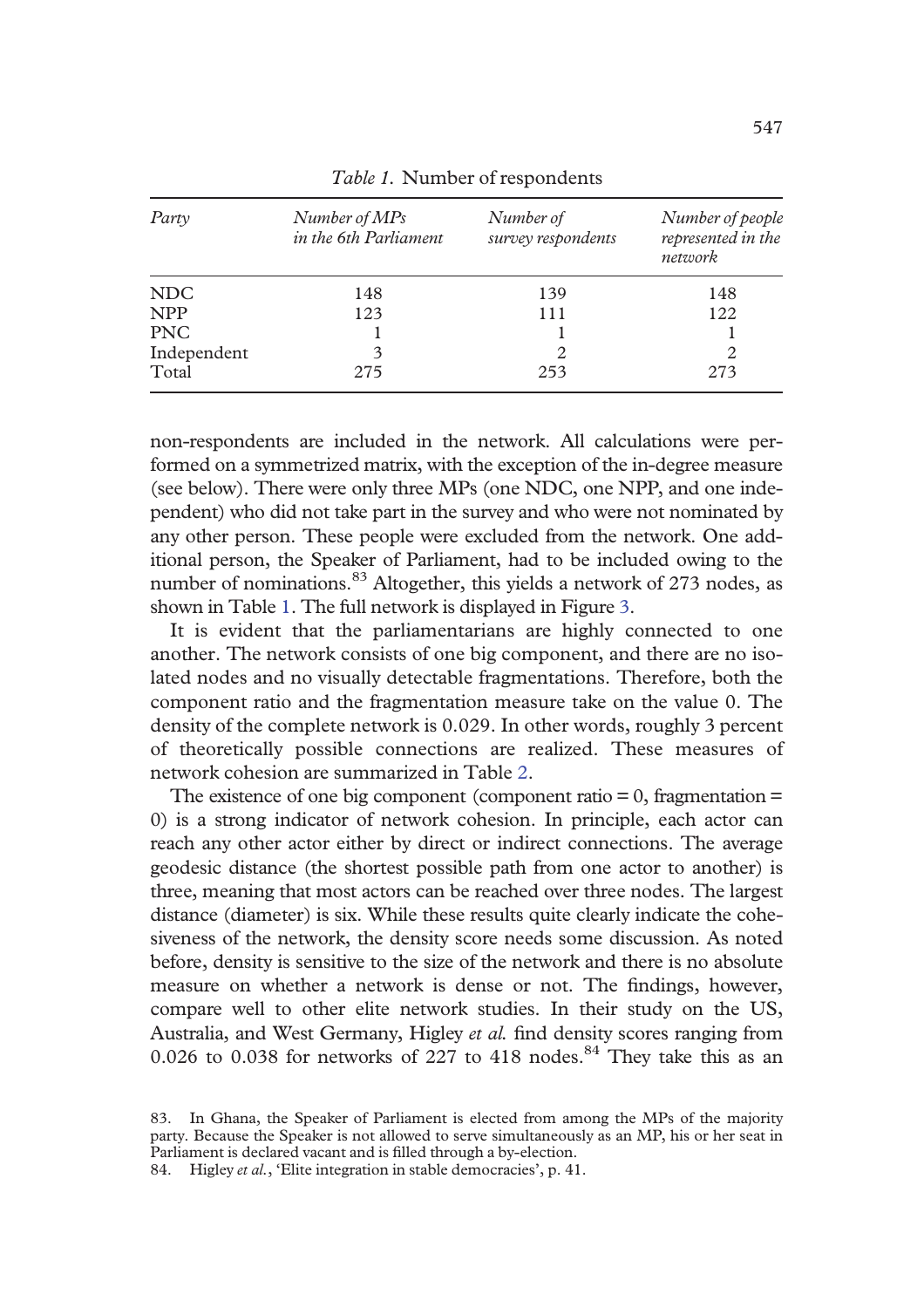*Table 1.* Number of respondents

| *Party* | *Number of MPs in the 6th Parliament* | *Number of survey respondents* | *Number of people represented in the network* |
|---|---|---|---|
| NDC | 148 | 139 | 148 |
| NPP | 123 | 111 | 122 |
| PNC | 1 | 1 | 1 |
| Independent | 3 | 2 | 2 |
| Total | 275 | 253 | 273 |

non-respondents are included in the network. All calculations were performed on a symmetrized matrix, with the exception of the in-degree measure (see below). There were only three MPs (one NDC, one NPP, and one independent) who did not take part in the survey and who were not nominated by any other person. These people were excluded from the network. One additional person, the Speaker of Parliament, had to be included owing to the number of nominations.[83] Altogether, this yields a network of 273 nodes, as shown in Table 1. The full network is displayed in Figure 3.

It is evident that the parliamentarians are highly connected to one another. The network consists of one big component, and there are no isolated nodes and no visually detectable fragmentations. Therefore, both the component ratio and the fragmentation measure take on the value 0. The density of the complete network is 0.029. In other words, roughly 3 percent of theoretically possible connections are realized. These measures of network cohesion are summarized in Table 2.

The existence of one big component (component ratio = 0, fragmentation = 0) is a strong indicator of network cohesion. In principle, each actor can reach any other actor either by direct or indirect connections. The average geodesic distance (the shortest possible path from one actor to another) is three, meaning that most actors can be reached over three nodes. The largest distance (diameter) is six. While these results quite clearly indicate the cohesiveness of the network, the density score needs some discussion. As noted before, density is sensitive to the size of the network and there is no absolute measure on whether a network is dense or not. The findings, however, compare well to other elite network studies. In their study on the US, Australia, and West Germany, Higley *et al.* find density scores ranging from 0.026 to 0.038 for networks of 227 to 418 nodes.[84] They take this as an

83. In Ghana, the Speaker of Parliament is elected from among the MPs of the majority party. Because the Speaker is not allowed to serve simultaneously as an MP, his or her seat in Parliament is declared vacant and is filled through a by-election.

84. Higley *et al.*, 'Elite integration in stable democracies', p. 41.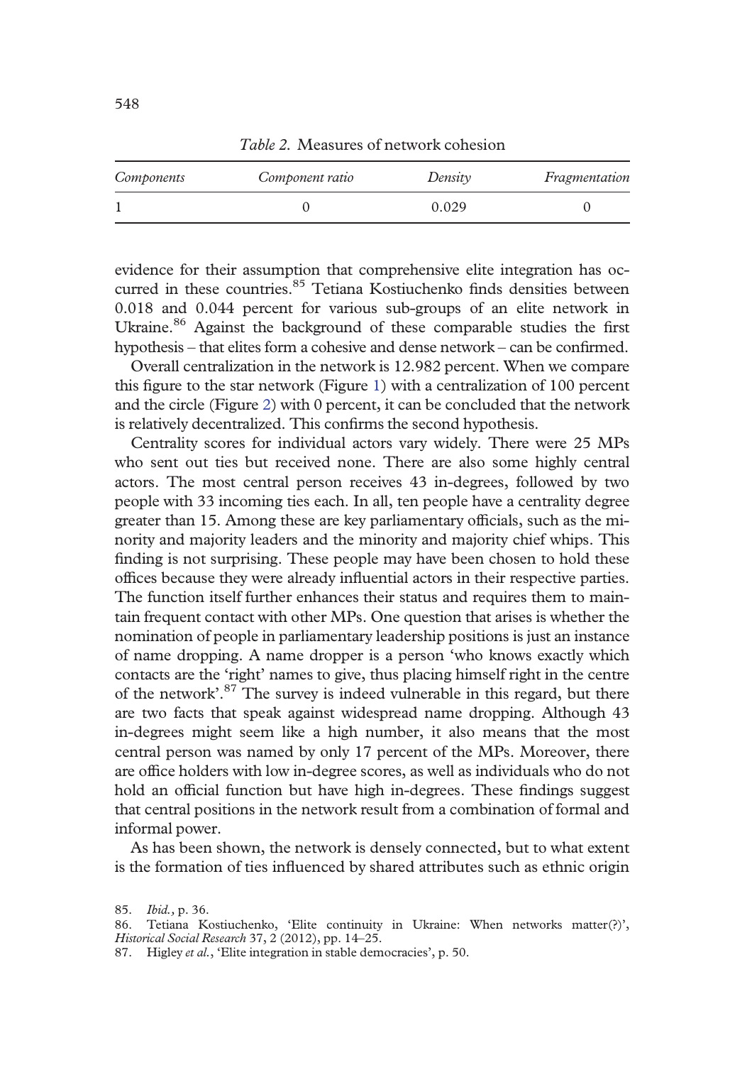*Table 2.* Measures of network cohesion

| *Components* | *Component ratio* | *Density* | *Fragmentation* |
|---|---|---|---|
| 1 | 0 | 0.029 | 0 |

evidence for their assumption that comprehensive elite integration has occurred in these countries.[85] Tetiana Kostiuchenko finds densities between 0.018 and 0.044 percent for various sub-groups of an elite network in Ukraine.[86] Against the background of these comparable studies the first hypothesis – that elites form a cohesive and dense network – can be confirmed.

Overall centralization in the network is 12.982 percent. When we compare this figure to the star network (Figure 1) with a centralization of 100 percent and the circle (Figure 2) with 0 percent, it can be concluded that the network is relatively decentralized. This confirms the second hypothesis.

Centrality scores for individual actors vary widely. There were 25 MPs who sent out ties but received none. There are also some highly central actors. The most central person receives 43 in-degrees, followed by two people with 33 incoming ties each. In all, ten people have a centrality degree greater than 15. Among these are key parliamentary officials, such as the minority and majority leaders and the minority and majority chief whips. This finding is not surprising. These people may have been chosen to hold these offices because they were already influential actors in their respective parties. The function itself further enhances their status and requires them to maintain frequent contact with other MPs. One question that arises is whether the nomination of people in parliamentary leadership positions is just an instance of name dropping. A name dropper is a person 'who knows exactly which contacts are the 'right' names to give, thus placing himself right in the centre of the network'.[87] The survey is indeed vulnerable in this regard, but there are two facts that speak against widespread name dropping. Although 43 in-degrees might seem like a high number, it also means that the most central person was named by only 17 percent of the MPs. Moreover, there are office holders with low in-degree scores, as well as individuals who do not hold an official function but have high in-degrees. These findings suggest that central positions in the network result from a combination of formal and informal power.

As has been shown, the network is densely connected, but to what extent is the formation of ties influenced by shared attributes such as ethnic origin

85. *Ibid.*, p. 36.

86. Tetiana Kostiuchenko, 'Elite continuity in Ukraine: When networks matter(?)', *Historical Social Research* 37, 2 (2012), pp. 14–25.

87. Higley *et al.*, 'Elite integration in stable democracies', p. 50.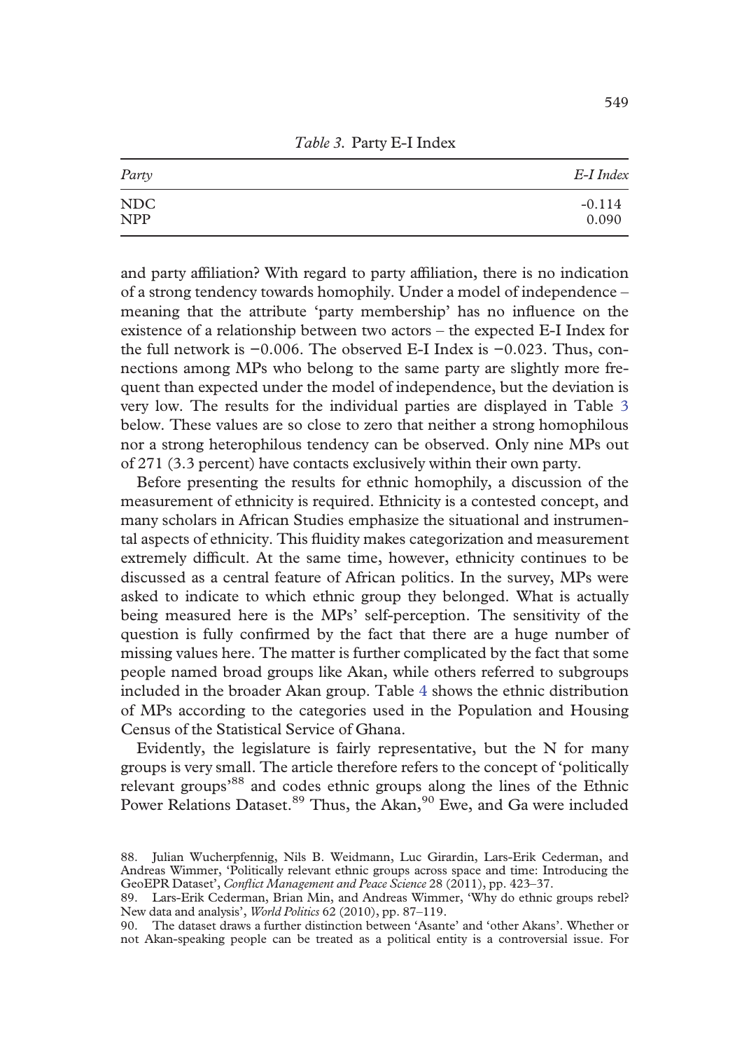*Table 3.* Party E-I Index

| *Party* | *E-I Index* |
|---|---|
| NDC | -0.114 |
| NPP | 0.090 |

and party affiliation? With regard to party affiliation, there is no indication of a strong tendency towards homophily. Under a model of independence – meaning that the attribute 'party membership' has no influence on the existence of a relationship between two actors – the expected E-I Index for the full network is −0.006. The observed E-I Index is −0.023. Thus, connections among MPs who belong to the same party are slightly more frequent than expected under the model of independence, but the deviation is very low. The results for the individual parties are displayed in Table 3 below. These values are so close to zero that neither a strong homophilous nor a strong heterophilous tendency can be observed. Only nine MPs out of 271 (3.3 percent) have contacts exclusively within their own party.

Before presenting the results for ethnic homophily, a discussion of the measurement of ethnicity is required. Ethnicity is a contested concept, and many scholars in African Studies emphasize the situational and instrumental aspects of ethnicity. This fluidity makes categorization and measurement extremely difficult. At the same time, however, ethnicity continues to be discussed as a central feature of African politics. In the survey, MPs were asked to indicate to which ethnic group they belonged. What is actually being measured here is the MPs' self-perception. The sensitivity of the question is fully confirmed by the fact that there are a huge number of missing values here. The matter is further complicated by the fact that some people named broad groups like Akan, while others referred to subgroups included in the broader Akan group. Table 4 shows the ethnic distribution of MPs according to the categories used in the Population and Housing Census of the Statistical Service of Ghana.

Evidently, the legislature is fairly representative, but the N for many groups is very small. The article therefore refers to the concept of 'politically relevant groups'[88] and codes ethnic groups along the lines of the Ethnic Power Relations Dataset.[89] Thus, the Akan,[90] Ewe, and Ga were included

88. Julian Wucherpfennig, Nils B. Weidmann, Luc Girardin, Lars-Erik Cederman, and Andreas Wimmer, 'Politically relevant ethnic groups across space and time: Introducing the GeoEPR Dataset', *Conflict Management and Peace Science* 28 (2011), pp. 423–37.

89. Lars-Erik Cederman, Brian Min, and Andreas Wimmer, 'Why do ethnic groups rebel? New data and analysis', *World Politics* 62 (2010), pp. 87–119.

90. The dataset draws a further distinction between 'Asante' and 'other Akans'. Whether or not Akan-speaking people can be treated as a political entity is a controversial issue. For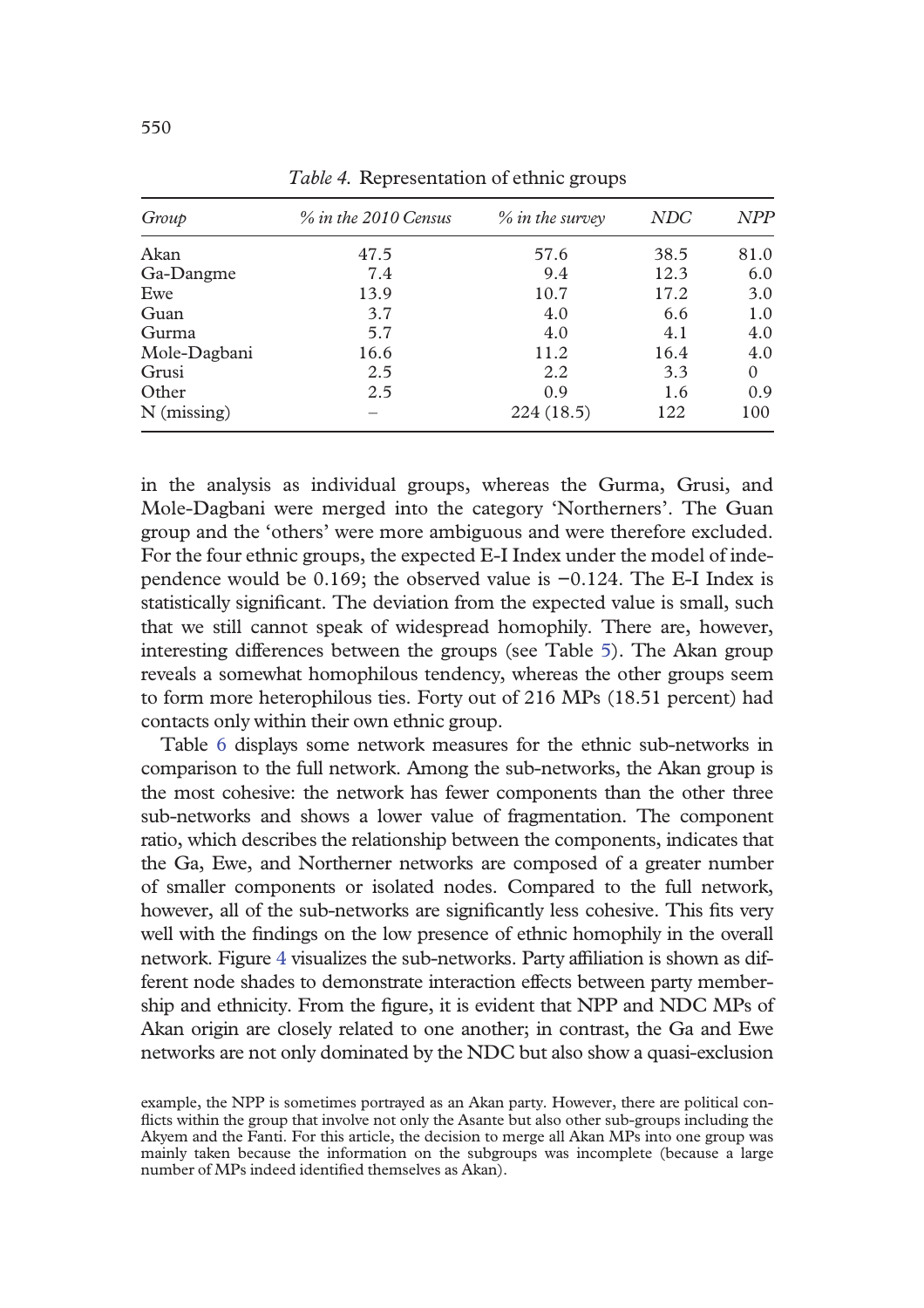*Table 4.* Representation of ethnic groups

| *Group* | *% in the 2010 Census* | *% in the survey* | *NDC* | *NPP* |
|---|---|---|---|---|
| Akan | 47.5 | 57.6 | 38.5 | 81.0 |
| Ga-Dangme | 7.4 | 9.4 | 12.3 | 6.0 |
| Ewe | 13.9 | 10.7 | 17.2 | 3.0 |
| Guan | 3.7 | 4.0 | 6.6 | 1.0 |
| Gurma | 5.7 | 4.0 | 4.1 | 4.0 |
| Mole-Dagbani | 16.6 | 11.2 | 16.4 | 4.0 |
| Grusi | 2.5 | 2.2 | 3.3 | 0 |
| Other | 2.5 | 0.9 | 1.6 | 0.9 |
| N (missing) | – | 224 (18.5) | 122 | 100 |

in the analysis as individual groups, whereas the Gurma, Grusi, and Mole-Dagbani were merged into the category 'Northerners'. The Guan group and the 'others' were more ambiguous and were therefore excluded. For the four ethnic groups, the expected E-I Index under the model of independence would be 0.169; the observed value is −0.124. The E-I Index is statistically significant. The deviation from the expected value is small, such that we still cannot speak of widespread homophily. There are, however, interesting differences between the groups (see Table 5). The Akan group reveals a somewhat homophilous tendency, whereas the other groups seem to form more heterophilous ties. Forty out of 216 MPs (18.51 percent) had contacts only within their own ethnic group.

Table 6 displays some network measures for the ethnic sub-networks in comparison to the full network. Among the sub-networks, the Akan group is the most cohesive: the network has fewer components than the other three sub-networks and shows a lower value of fragmentation. The component ratio, which describes the relationship between the components, indicates that the Ga, Ewe, and Northerner networks are composed of a greater number of smaller components or isolated nodes. Compared to the full network, however, all of the sub-networks are significantly less cohesive. This fits very well with the findings on the low presence of ethnic homophily in the overall network. Figure 4 visualizes the sub-networks. Party affiliation is shown as different node shades to demonstrate interaction effects between party membership and ethnicity. From the figure, it is evident that NPP and NDC MPs of Akan origin are closely related to one another; in contrast, the Ga and Ewe networks are not only dominated by the NDC but also show a quasi-exclusion

example, the NPP is sometimes portrayed as an Akan party. However, there are political conflicts within the group that involve not only the Asante but also other sub-groups including the Akyem and the Fanti. For this article, the decision to merge all Akan MPs into one group was mainly taken because the information on the subgroups was incomplete (because a large number of MPs indeed identified themselves as Akan).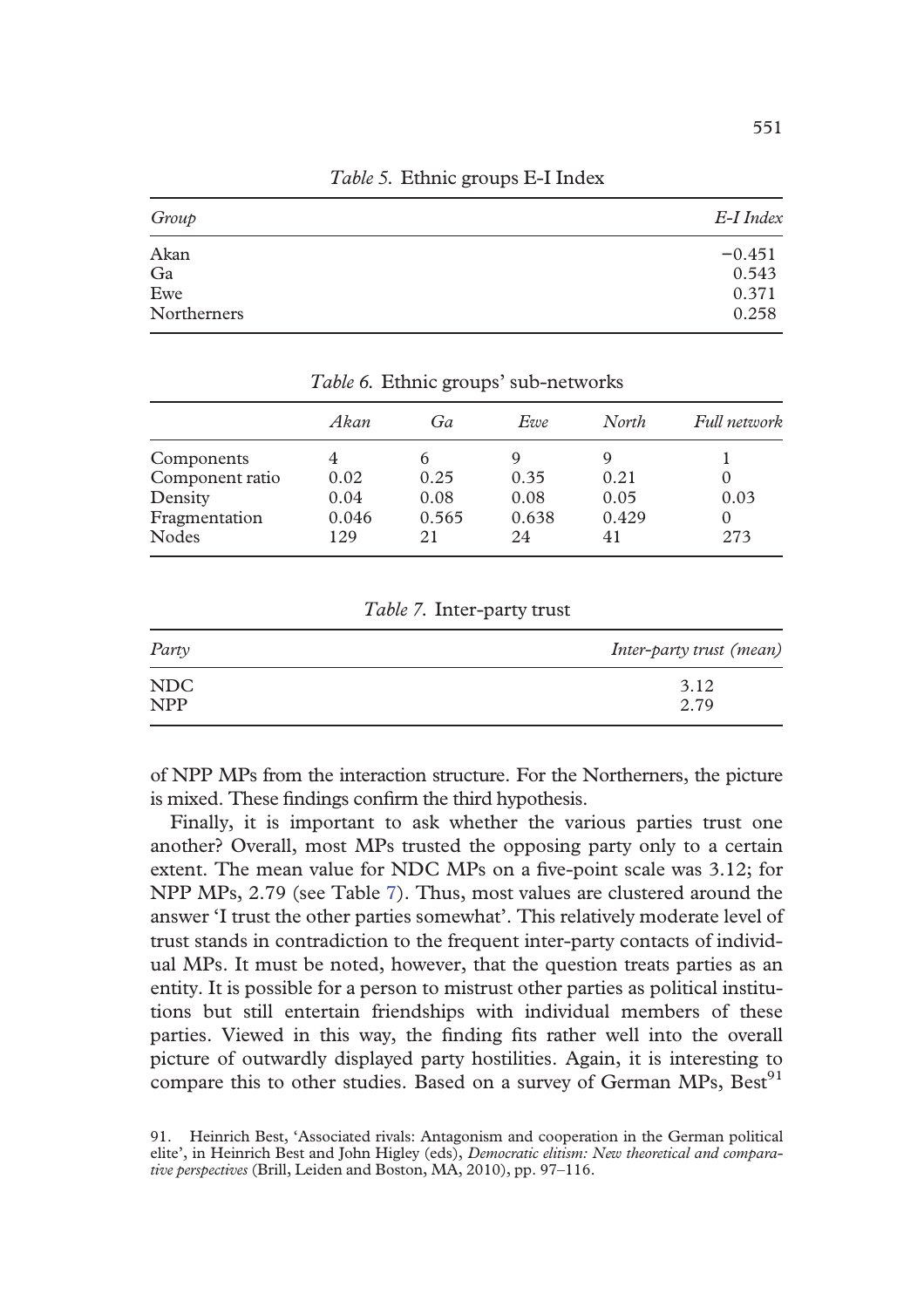*Table 5.* Ethnic groups E-I Index

| *Group* | *E-I Index* |
|---|---|
| Akan | −0.451 |
| Ga | 0.543 |
| Ewe | 0.371 |
| Northerners | 0.258 |

*Table 6.* Ethnic groups' sub-networks

| | *Akan* | *Ga* | *Ewe* | *North* | *Full network* |
|---|---|---|---|---|---|
| Components | 4 | 6 | 9 | 9 | 1 |
| Component ratio | 0.02 | 0.25 | 0.35 | 0.21 | 0 |
| Density | 0.04 | 0.08 | 0.08 | 0.05 | 0.03 |
| Fragmentation | 0.046 | 0.565 | 0.638 | 0.429 | 0 |
| Nodes | 129 | 21 | 24 | 41 | 273 |

*Table 7.* Inter-party trust

| *Party* | *Inter-party trust (mean)* |
|---|---|
| NDC | 3.12 |
| NPP | 2.79 |

of NPP MPs from the interaction structure. For the Northerners, the picture is mixed. These findings confirm the third hypothesis.

Finally, it is important to ask whether the various parties trust one another? Overall, most MPs trusted the opposing party only to a certain extent. The mean value for NDC MPs on a five-point scale was 3.12; for NPP MPs, 2.79 (see Table 7). Thus, most values are clustered around the answer 'I trust the other parties somewhat'. This relatively moderate level of trust stands in contradiction to the frequent inter-party contacts of individual MPs. It must be noted, however, that the question treats parties as an entity. It is possible for a person to mistrust other parties as political institutions but still entertain friendships with individual members of these parties. Viewed in this way, the finding fits rather well into the overall picture of outwardly displayed party hostilities. Again, it is interesting to compare this to other studies. Based on a survey of German MPs, Best[91]

91. Heinrich Best, 'Associated rivals: Antagonism and cooperation in the German political elite', in Heinrich Best and John Higley (eds), *Democratic elitism: New theoretical and comparative perspectives* (Brill, Leiden and Boston, MA, 2010), pp. 97–116.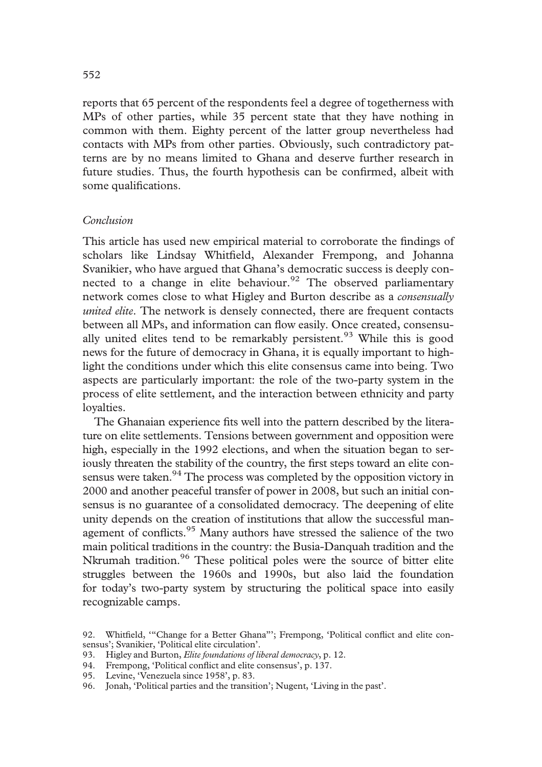reports that 65 percent of the respondents feel a degree of togetherness with MPs of other parties, while 35 percent state that they have nothing in common with them. Eighty percent of the latter group nevertheless had contacts with MPs from other parties. Obviously, such contradictory patterns are by no means limited to Ghana and deserve further research in future studies. Thus, the fourth hypothesis can be confirmed, albeit with some qualifications.

### *Conclusion*

This article has used new empirical material to corroborate the findings of scholars like Lindsay Whitfield, Alexander Frempong, and Johanna Svanikier, who have argued that Ghana's democratic success is deeply connected to a change in elite behaviour.[92] The observed parliamentary network comes close to what Higley and Burton describe as a *consensually united elite*. The network is densely connected, there are frequent contacts between all MPs, and information can flow easily. Once created, consensually united elites tend to be remarkably persistent.[93] While this is good news for the future of democracy in Ghana, it is equally important to highlight the conditions under which this elite consensus came into being. Two aspects are particularly important: the role of the two-party system in the process of elite settlement, and the interaction between ethnicity and party loyalties.

The Ghanaian experience fits well into the pattern described by the literature on elite settlements. Tensions between government and opposition were high, especially in the 1992 elections, and when the situation began to seriously threaten the stability of the country, the first steps toward an elite consensus were taken.[94] The process was completed by the opposition victory in 2000 and another peaceful transfer of power in 2008, but such an initial consensus is no guarantee of a consolidated democracy. The deepening of elite unity depends on the creation of institutions that allow the successful management of conflicts.[95] Many authors have stressed the salience of the two main political traditions in the country: the Busia-Danquah tradition and the Nkrumah tradition.[96] These political poles were the source of bitter elite struggles between the 1960s and 1990s, but also laid the foundation for today's two-party system by structuring the political space into easily recognizable camps.

92. Whitfield, '"Change for a Better Ghana"'; Frempong, 'Political conflict and elite consensus'; Svanikier, 'Political elite circulation'.
93. Higley and Burton, *Elite foundations of liberal democracy*, p. 12.
94. Frempong, 'Political conflict and elite consensus', p. 137.
95. Levine, 'Venezuela since 1958', p. 83.
96. Jonah, 'Political parties and the transition'; Nugent, 'Living in the past'.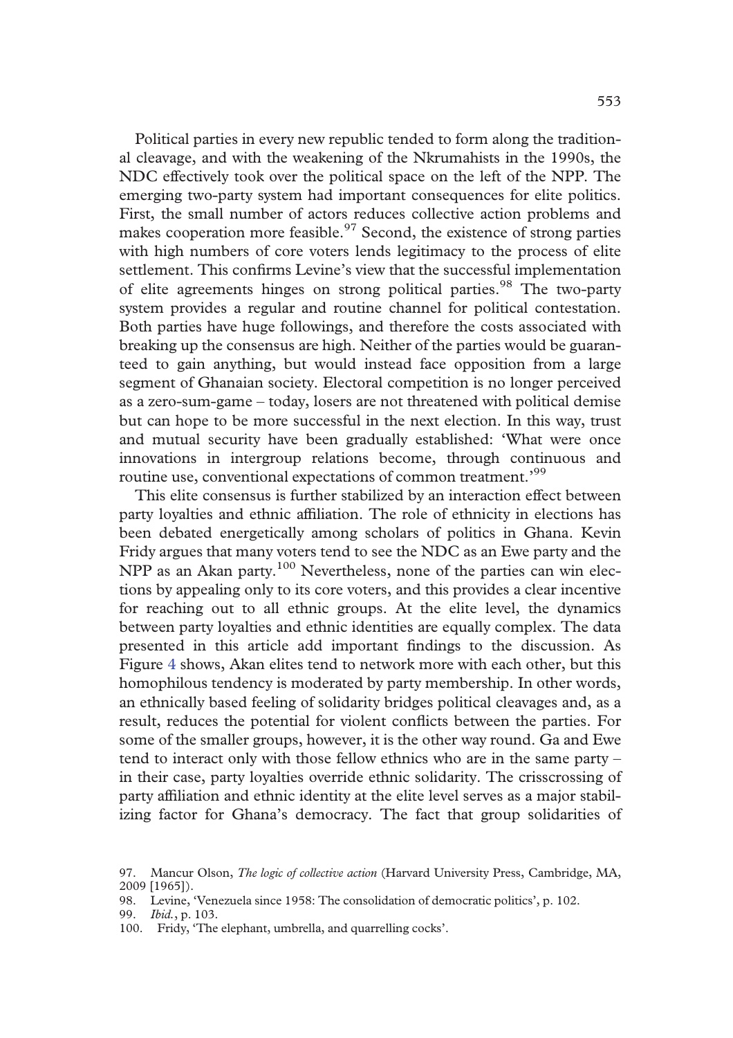Political parties in every new republic tended to form along the traditional cleavage, and with the weakening of the Nkrumahists in the 1990s, the NDC effectively took over the political space on the left of the NPP. The emerging two-party system had important consequences for elite politics. First, the small number of actors reduces collective action problems and makes cooperation more feasible.[97] Second, the existence of strong parties with high numbers of core voters lends legitimacy to the process of elite settlement. This confirms Levine's view that the successful implementation of elite agreements hinges on strong political parties.[98] The two-party system provides a regular and routine channel for political contestation. Both parties have huge followings, and therefore the costs associated with breaking up the consensus are high. Neither of the parties would be guaranteed to gain anything, but would instead face opposition from a large segment of Ghanaian society. Electoral competition is no longer perceived as a zero-sum-game – today, losers are not threatened with political demise but can hope to be more successful in the next election. In this way, trust and mutual security have been gradually established: 'What were once innovations in intergroup relations become, through continuous and routine use, conventional expectations of common treatment.'[99]

This elite consensus is further stabilized by an interaction effect between party loyalties and ethnic affiliation. The role of ethnicity in elections has been debated energetically among scholars of politics in Ghana. Kevin Fridy argues that many voters tend to see the NDC as an Ewe party and the NPP as an Akan party.[100] Nevertheless, none of the parties can win elections by appealing only to its core voters, and this provides a clear incentive for reaching out to all ethnic groups. At the elite level, the dynamics between party loyalties and ethnic identities are equally complex. The data presented in this article add important findings to the discussion. As Figure 4 shows, Akan elites tend to network more with each other, but this homophilous tendency is moderated by party membership. In other words, an ethnically based feeling of solidarity bridges political cleavages and, as a result, reduces the potential for violent conflicts between the parties. For some of the smaller groups, however, it is the other way round. Ga and Ewe tend to interact only with those fellow ethnics who are in the same party – in their case, party loyalties override ethnic solidarity. The crisscrossing of party affiliation and ethnic identity at the elite level serves as a major stabilizing factor for Ghana's democracy. The fact that group solidarities of

97. Mancur Olson, *The logic of collective action* (Harvard University Press, Cambridge, MA, 2009 [1965]).

98. Levine, 'Venezuela since 1958: The consolidation of democratic politics', p. 102.

99. *Ibid.*, p. 103.

100. Fridy, 'The elephant, umbrella, and quarrelling cocks'.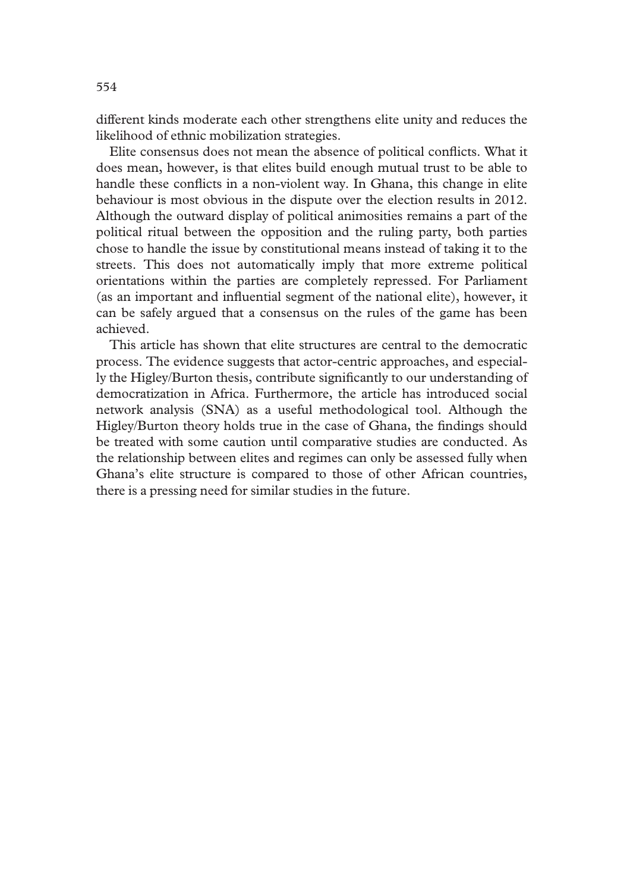different kinds moderate each other strengthens elite unity and reduces the likelihood of ethnic mobilization strategies.

Elite consensus does not mean the absence of political conflicts. What it does mean, however, is that elites build enough mutual trust to be able to handle these conflicts in a non-violent way. In Ghana, this change in elite behaviour is most obvious in the dispute over the election results in 2012. Although the outward display of political animosities remains a part of the political ritual between the opposition and the ruling party, both parties chose to handle the issue by constitutional means instead of taking it to the streets. This does not automatically imply that more extreme political orientations within the parties are completely repressed. For Parliament (as an important and influential segment of the national elite), however, it can be safely argued that a consensus on the rules of the game has been achieved.

This article has shown that elite structures are central to the democratic process. The evidence suggests that actor-centric approaches, and especially the Higley/Burton thesis, contribute significantly to our understanding of democratization in Africa. Furthermore, the article has introduced social network analysis (SNA) as a useful methodological tool. Although the Higley/Burton theory holds true in the case of Ghana, the findings should be treated with some caution until comparative studies are conducted. As the relationship between elites and regimes can only be assessed fully when Ghana's elite structure is compared to those of other African countries, there is a pressing need for similar studies in the future.